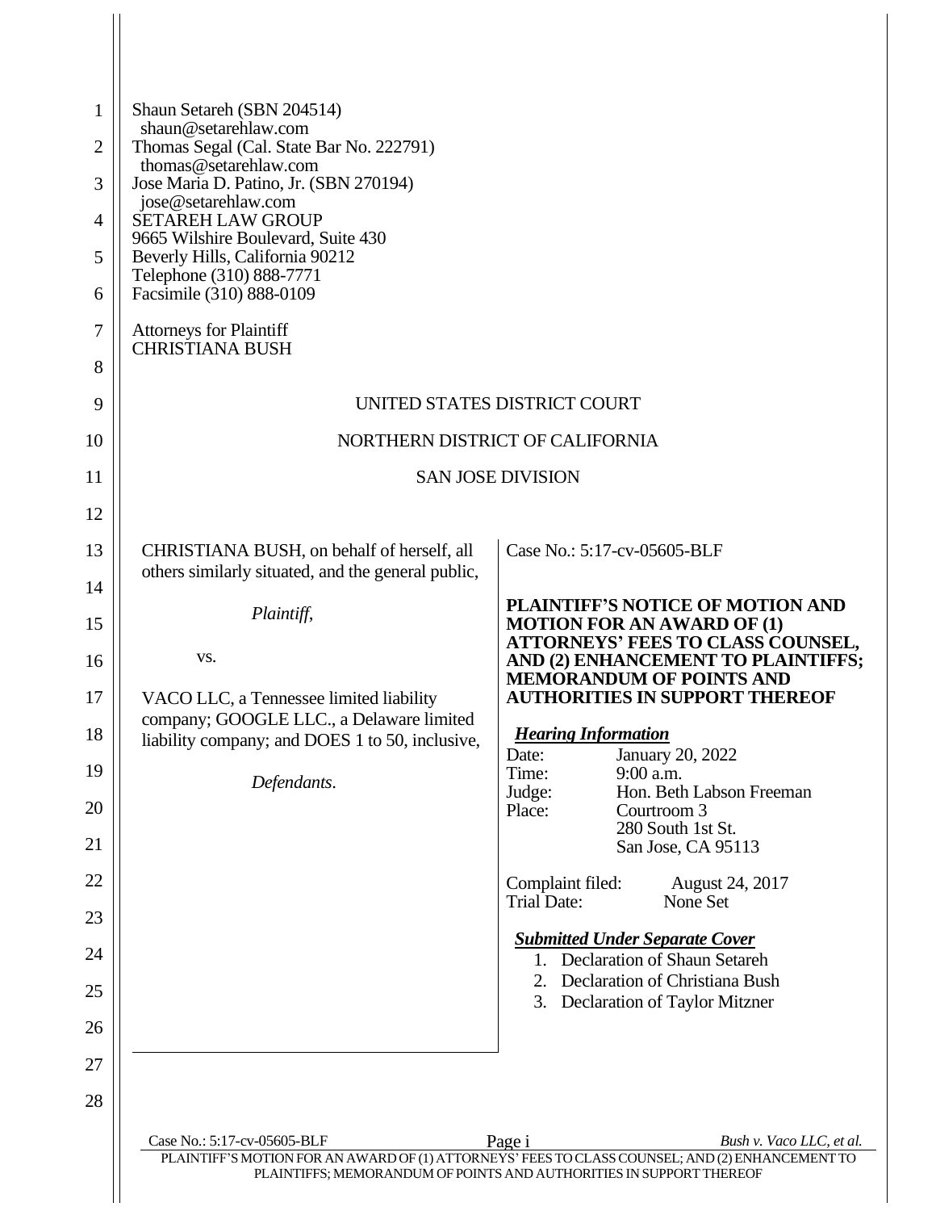Shaun Setareh (SBN 204514)
shaun@setarehlaw.com
Thomas Segal (Cal. State Bar No. 222791)
thomas@setarehlaw.com
Jose Maria D. Patino, Jr. (SBN 270194)
jose@setarehlaw.com
SETAREH LAW GROUP
9665 Wilshire Boulevard, Suite 430
Beverly Hills, California 90212
Telephone (310) 888-7771
Facsimile (310) 888-0109

Attorneys for Plaintiff
CHRISTIANA BUSH

UNITED STATES DISTRICT COURT

NORTHERN DISTRICT OF CALIFORNIA

SAN JOSE DIVISION

CHRISTIANA BUSH, on behalf of herself, all others similarly situated, and the general public,

*Plaintiff,*

vs.

VACO LLC, a Tennessee limited liability company; GOOGLE LLC., a Delaware limited liability company; and DOES 1 to 50, inclusive,

*Defendants.*

Case No.: 5:17-cv-05605-BLF

**PLAINTIFF'S NOTICE OF MOTION AND MOTION FOR AN AWARD OF (1) ATTORNEYS' FEES TO CLASS COUNSEL, AND (2) ENHANCEMENT TO PLAINTIFFS; MEMORANDUM OF POINTS AND AUTHORITIES IN SUPPORT THEREOF**

***Hearing Information***

Date: January 20, 2022
Time: 9:00 a.m.
Judge: Hon. Beth Labson Freeman
Place: Courtroom 3
280 South 1st St.
San Jose, CA 95113

Complaint filed: August 24, 2017
Trial Date: None Set

***Submitted Under Separate Cover***

1. Declaration of Shaun Setareh
2. Declaration of Christiana Bush
3. Declaration of Taylor Mitzner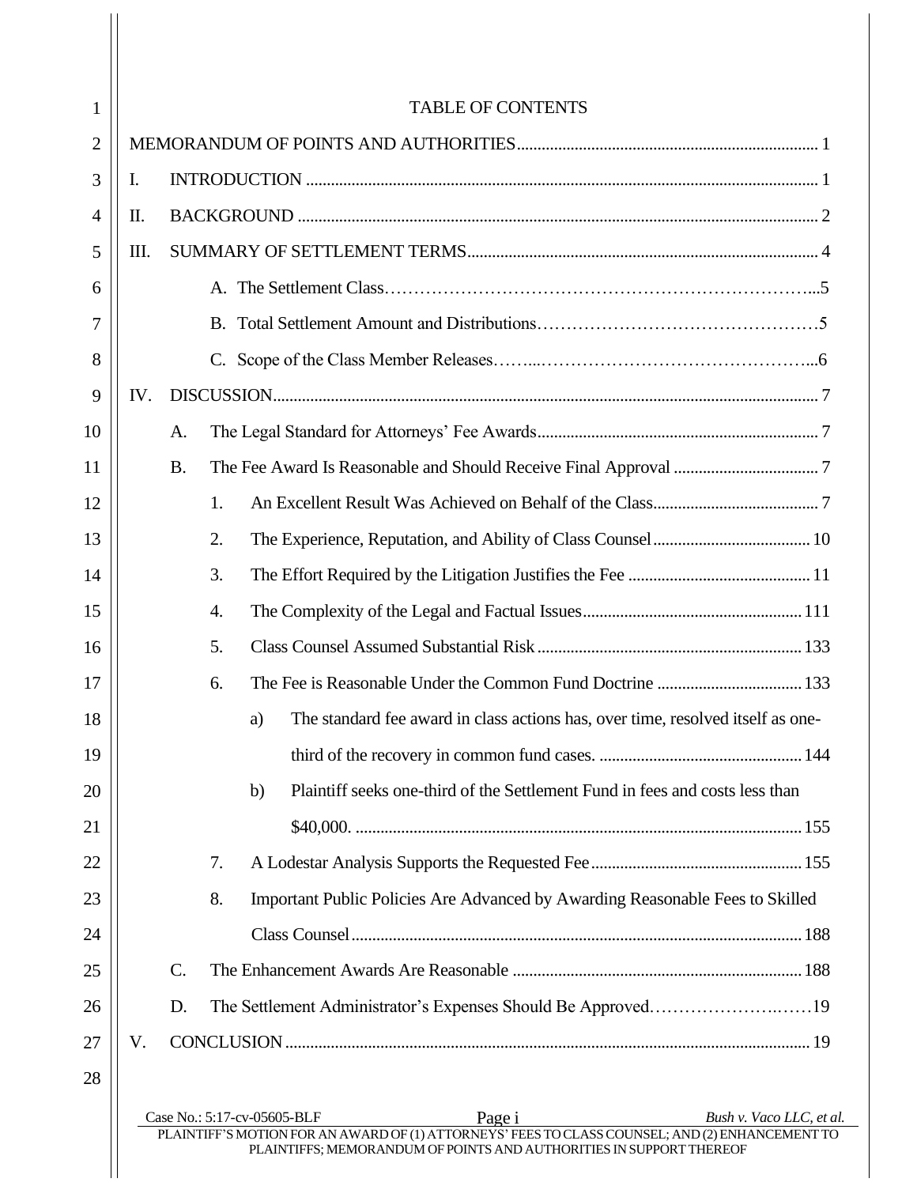# TABLE OF CONTENTS

MEMORANDUM OF POINTS AND AUTHORITIES........................................................................ 1

I. INTRODUCTION ........................................................................................................... 1

II. BACKGROUND ............................................................................................................. 2

III. SUMMARY OF SETTLEMENT TERMS.................................................................................... 4

   A. The Settlement Class…………………………………………………………….....5

   B. Total Settlement Amount and Distributions……………………………………….5

   C. Scope of the Class Member Releases……...……………………………………...6

IV. DISCUSSION................................................................................................................... 7

   A. The Legal Standard for Attorneys' Fee Awards................................................................... 7

   B. The Fee Award Is Reasonable and Should Receive Final Approval .................................. 7

      1. An Excellent Result Was Achieved on Behalf of the Class........................................ 7

      2. The Experience, Reputation, and Ability of Class Counsel...................................... 10

      3. The Effort Required by the Litigation Justifies the Fee ............................................ 11

      4. The Complexity of the Legal and Factual Issues..................................................... 111

      5. Class Counsel Assumed Substantial Risk ................................................................ 133

      6. The Fee is Reasonable Under the Common Fund Doctrine .................................... 133

         a) The standard fee award in class actions has, over time, resolved itself as one-third of the recovery in common fund cases. ................................................. 144

         b) Plaintiff seeks one-third of the Settlement Fund in fees and costs less than $40,000. ........................................................................................................... 155

      7. A Lodestar Analysis Supports the Requested Fee................................................... 155

      8. Important Public Policies Are Advanced by Awarding Reasonable Fees to Skilled Class Counsel............................................................................................................ 188

   C. The Enhancement Awards Are Reasonable ...................................................................... 188

   D. The Settlement Administrator's Expenses Should Be Approved……………….……19

V. CONCLUSION............................................................................................................. 19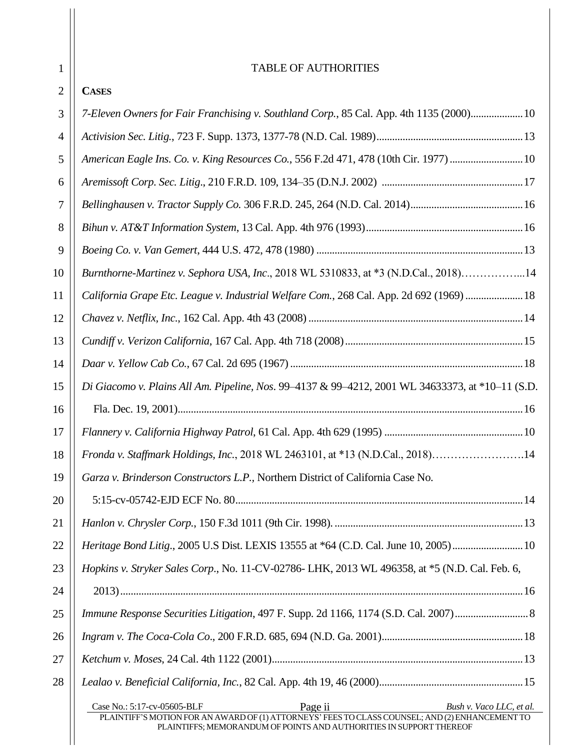# TABLE OF AUTHORITIES

**CASES**

*7-Eleven Owners for Fair Franchising v. Southland Corp.*, 85 Cal. App. 4th 1135 (2000)....................10

*Activision Sec. Litig.*, 723 F. Supp. 1373, 1377-78 (N.D. Cal. 1989)........................................................13

*American Eagle Ins. Co. v. King Resources Co.*, 556 F.2d 471, 478 (10th Cir. 1977)............................10

*Aremissoft Corp. Sec. Litig*., 210 F.R.D. 109, 134–35 (D.N.J. 2002) .....................................................17

*Bellinghausen v. Tractor Supply Co.* 306 F.R.D. 245, 264 (N.D. Cal. 2014)...........................................16

*Bihun v. AT&T Information System*, 13 Cal. App. 4th 976 (1993)............................................................16

*Boeing Co. v. Van Gemert*, 444 U.S. 472, 478 (1980) ..............................................................................13

*Burnthorne-Martinez v. Sephora USA, Inc*., 2018 WL 5310833, at *3 (N.D.Cal., 2018)……………...14

*California Grape Etc. League v. Industrial Welfare Com.*, 268 Cal. App. 2d 692 (1969)......................18

*Chavez v. Netflix, Inc.*, 162 Cal. App. 4th 43 (2008).................................................................................14

*Cundiff v. Verizon California*, 167 Cal. App. 4th 718 (2008)...................................................................15

*Daar v. Yellow Cab Co.*, 67 Cal. 2d 695 (1967)........................................................................................18

*Di Giacomo v. Plains All Am. Pipeline, Nos*. 99–4137 & 99–4212, 2001 WL 34633373, at *10–11 (S.D. Fla. Dec. 19, 2001)...................................................................................................................................16

*Flannery v. California Highway Patrol*, 61 Cal. App. 4th 629 (1995) ....................................................10

*Fronda v. Staffmark Holdings, Inc.*, 2018 WL 2463101, at *13 (N.D.Cal., 2018)…………………….14

*Garza v. Brinderson Constructors L.P.*, Northern District of California Case No. 5:15-cv-05742-EJD ECF No. 80.............................................................................................................14

*Hanlon v. Chrysler Corp.*, 150 F.3d 1011 (9th Cir. 1998)........................................................................13

*Heritage Bond Litig*., 2005 U.S Dist. LEXIS 13555 at *64 (C.D. Cal. June 10, 2005)...........................10

*Hopkins v. Stryker Sales Corp*., No. 11-CV-02786- LHK, 2013 WL 496358, at *5 (N.D. Cal. Feb. 6, 2013).........................................................................................................................................................16

*Immune Response Securities Litigation*, 497 F. Supp. 2d 1166, 1174 (S.D. Cal. 2007)............................8

*Ingram v. The Coca-Cola Co*., 200 F.R.D. 685, 694 (N.D. Ga. 2001).....................................................18

*Ketchum v. Moses*, 24 Cal. 4th 1122 (2001)...............................................................................................13

*Lealao v. Beneficial California, Inc.*, 82 Cal. App. 4th 19, 46 (2000)......................................................15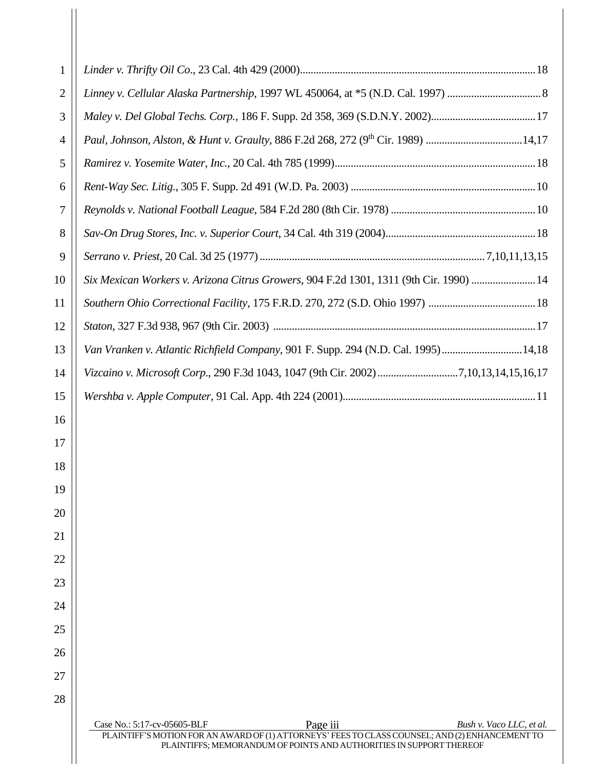*Linder v. Thrifty Oil Co*., 23 Cal. 4th 429 (2000).......................................................................................18

*Linney v. Cellular Alaska Partnership*, 1997 WL 450064, at *5 (N.D. Cal. 1997) ...................................8

*Maley v. Del Global Techs. Corp.*, 186 F. Supp. 2d 358, 369 (S.D.N.Y. 2002).......................................17

*Paul, Johnson, Alston, & Hunt v. Graulty*, 886 F.2d 268, 272 (9th Cir. 1989) ....................................14,17

*Ramirez v. Yosemite Water, Inc.*, 20 Cal. 4th 785 (1999)..........................................................................18

*Rent-Way Sec. Litig.*, 305 F. Supp. 2d 491 (W.D. Pa. 2003) ....................................................................10

*Reynolds v. National Football League*, 584 F.2d 280 (8th Cir. 1978) ......................................................10

*Sav-On Drug Stores, Inc. v. Superior Court*, 34 Cal. 4th 319 (2004)........................................................18

*Serrano v. Priest*, 20 Cal. 3d 25 (1977) ................................................................................... 7,10,11,13,15

*Six Mexican Workers v. Arizona Citrus Growers*, 904 F.2d 1301, 1311 (9th Cir. 1990) ........................14

*Southern Ohio Correctional Facility*, 175 F.R.D. 270, 272 (S.D. Ohio 1997) ........................................18

*Staton*, 327 F.3d 938, 967 (9th Cir. 2003) .................................................................................................17

*Van Vranken v. Atlantic Richfield Company*, 901 F. Supp. 294 (N.D. Cal. 1995).............................14,18

*Vizcaino v. Microsoft Corp*., 290 F.3d 1043, 1047 (9th Cir. 2002).............................7,10,13,14,15,16,17

*Wershba v. Apple Computer*, 91 Cal. App. 4th 224 (2001).......................................................................11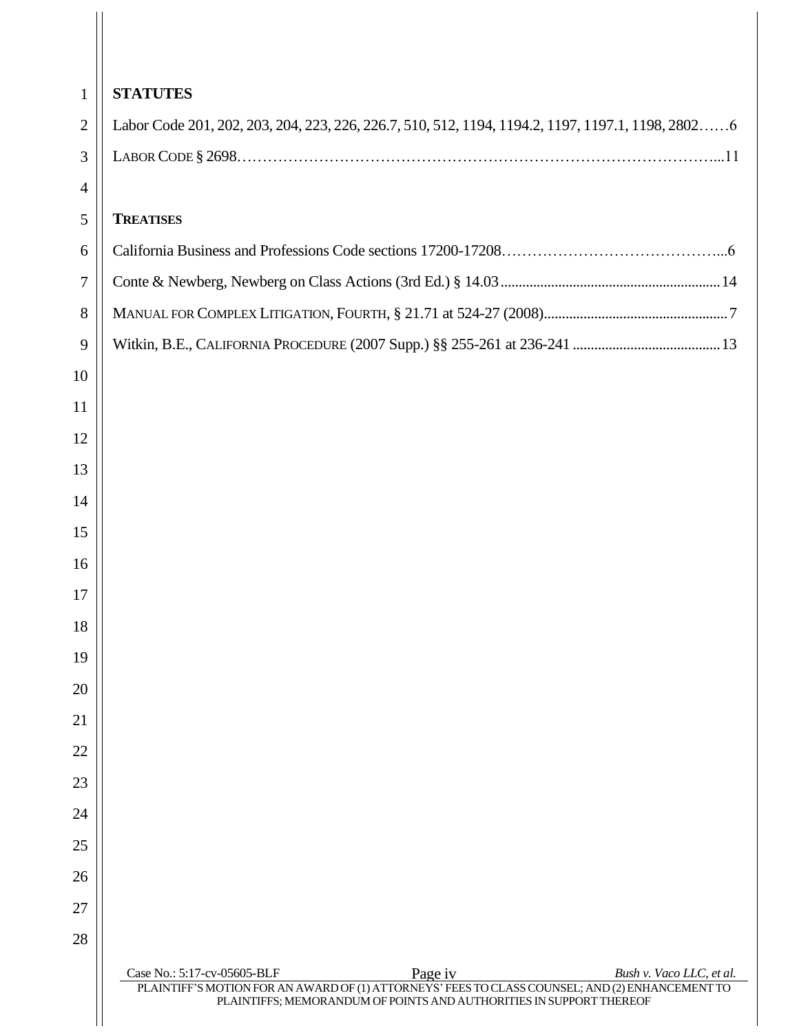**STATUTES**

Labor Code 201, 202, 203, 204, 223, 226, 226.7, 510, 512, 1194, 1194.2, 1197, 1197.1, 1198, 2802……6

LABOR CODE § 2698……………………………………………………………………………………...11

**TREATISES**

California Business and Professions Code sections 17200-17208……………………………………..6

Conte & Newberg, Newberg on Class Actions (3rd Ed.) § 14.03..............................................................14

MANUAL FOR COMPLEX LITIGATION, FOURTH, § 21.71 at 524-27 (2008)..................................................7

Witkin, B.E., CALIFORNIA PROCEDURE (2007 Supp.) §§ 255-261 at 236-241 .........................................13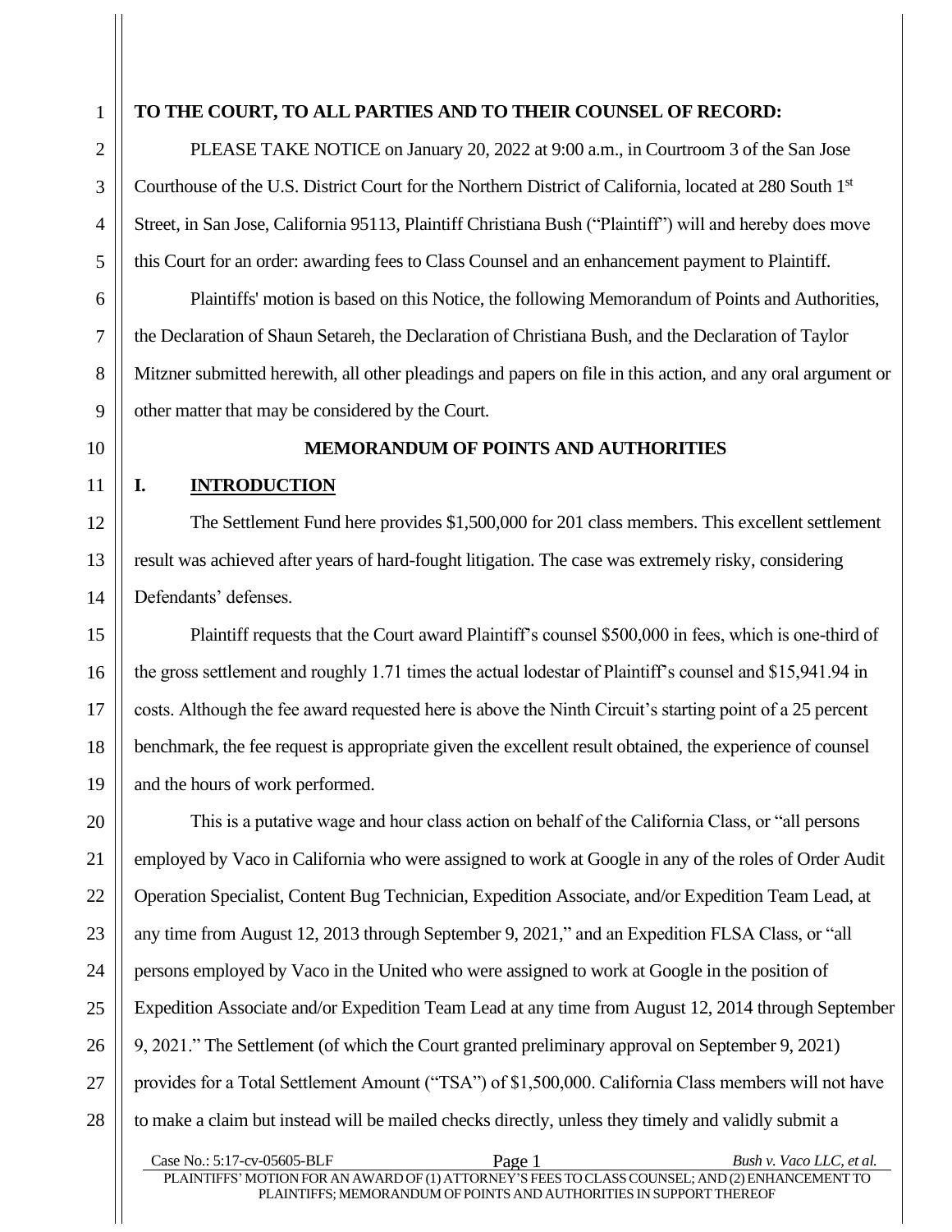**TO THE COURT, TO ALL PARTIES AND TO THEIR COUNSEL OF RECORD:**

PLEASE TAKE NOTICE on January 20, 2022 at 9:00 a.m., in Courtroom 3 of the San Jose Courthouse of the U.S. District Court for the Northern District of California, located at 280 South 1st Street, in San Jose, California 95113, Plaintiff Christiana Bush ("Plaintiff") will and hereby does move this Court for an order: awarding fees to Class Counsel and an enhancement payment to Plaintiff.

Plaintiffs' motion is based on this Notice, the following Memorandum of Points and Authorities, the Declaration of Shaun Setareh, the Declaration of Christiana Bush, and the Declaration of Taylor Mitzner submitted herewith, all other pleadings and papers on file in this action, and any oral argument or other matter that may be considered by the Court.

## MEMORANDUM OF POINTS AND AUTHORITIES

### I. INTRODUCTION

The Settlement Fund here provides $1,500,000 for 201 class members. This excellent settlement result was achieved after years of hard-fought litigation. The case was extremely risky, considering Defendants' defenses.

Plaintiff requests that the Court award Plaintiff's counsel $500,000 in fees, which is one-third of the gross settlement and roughly 1.71 times the actual lodestar of Plaintiff's counsel and $15,941.94 in costs. Although the fee award requested here is above the Ninth Circuit's starting point of a 25 percent benchmark, the fee request is appropriate given the excellent result obtained, the experience of counsel and the hours of work performed.

This is a putative wage and hour class action on behalf of the California Class, or "all persons employed by Vaco in California who were assigned to work at Google in any of the roles of Order Audit Operation Specialist, Content Bug Technician, Expedition Associate, and/or Expedition Team Lead, at any time from August 12, 2013 through September 9, 2021," and an Expedition FLSA Class, or "all persons employed by Vaco in the United who were assigned to work at Google in the position of Expedition Associate and/or Expedition Team Lead at any time from August 12, 2014 through September 9, 2021." The Settlement (of which the Court granted preliminary approval on September 9, 2021) provides for a Total Settlement Amount ("TSA") of $1,500,000. California Class members will not have to make a claim but instead will be mailed checks directly, unless they timely and validly submit a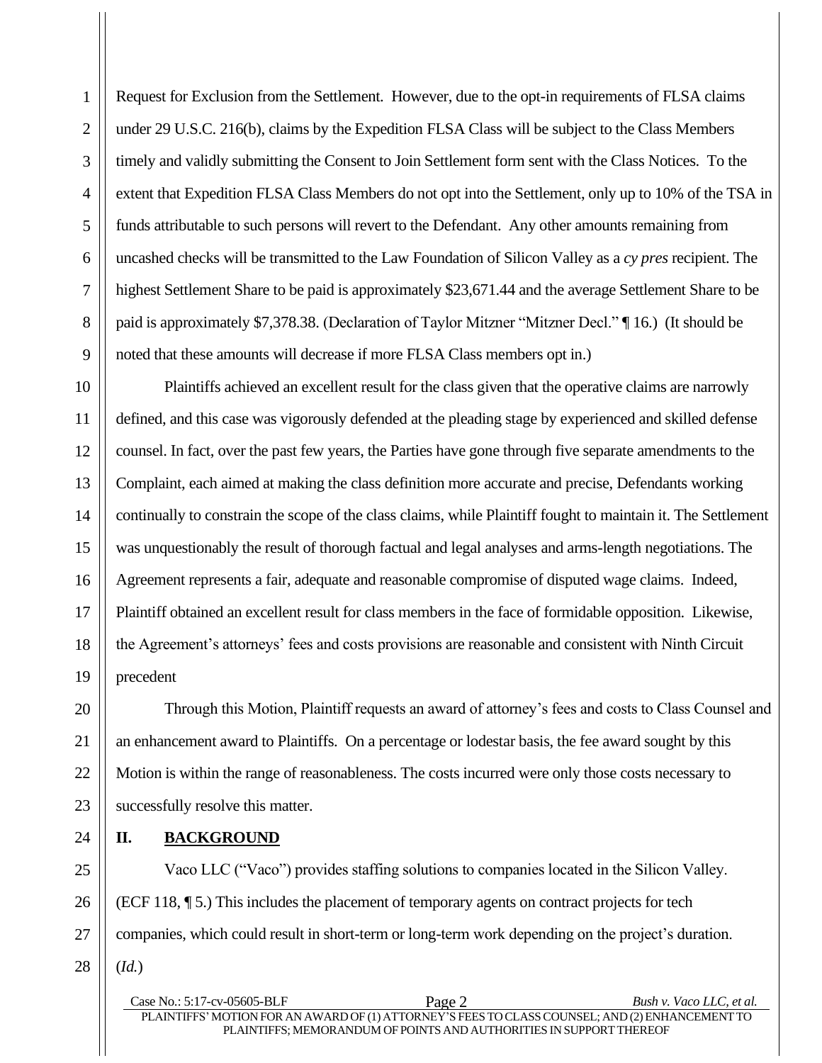Request for Exclusion from the Settlement. However, due to the opt-in requirements of FLSA claims under 29 U.S.C. 216(b), claims by the Expedition FLSA Class will be subject to the Class Members timely and validly submitting the Consent to Join Settlement form sent with the Class Notices. To the extent that Expedition FLSA Class Members do not opt into the Settlement, only up to 10% of the TSA in funds attributable to such persons will revert to the Defendant. Any other amounts remaining from uncashed checks will be transmitted to the Law Foundation of Silicon Valley as a *cy pres* recipient. The highest Settlement Share to be paid is approximately $23,671.44 and the average Settlement Share to be paid is approximately $7,378.38. (Declaration of Taylor Mitzner "Mitzner Decl." ¶ 16.) (It should be noted that these amounts will decrease if more FLSA Class members opt in.)

Plaintiffs achieved an excellent result for the class given that the operative claims are narrowly defined, and this case was vigorously defended at the pleading stage by experienced and skilled defense counsel. In fact, over the past few years, the Parties have gone through five separate amendments to the Complaint, each aimed at making the class definition more accurate and precise, Defendants working continually to constrain the scope of the class claims, while Plaintiff fought to maintain it. The Settlement was unquestionably the result of thorough factual and legal analyses and arms-length negotiations. The Agreement represents a fair, adequate and reasonable compromise of disputed wage claims. Indeed, Plaintiff obtained an excellent result for class members in the face of formidable opposition. Likewise, the Agreement's attorneys' fees and costs provisions are reasonable and consistent with Ninth Circuit precedent

Through this Motion, Plaintiff requests an award of attorney's fees and costs to Class Counsel and an enhancement award to Plaintiffs. On a percentage or lodestar basis, the fee award sought by this Motion is within the range of reasonableness. The costs incurred were only those costs necessary to successfully resolve this matter.

## II. BACKGROUND

Vaco LLC ("Vaco") provides staffing solutions to companies located in the Silicon Valley. (ECF 118, ¶ 5.) This includes the placement of temporary agents on contract projects for tech companies, which could result in short-term or long-term work depending on the project's duration. (*Id.*)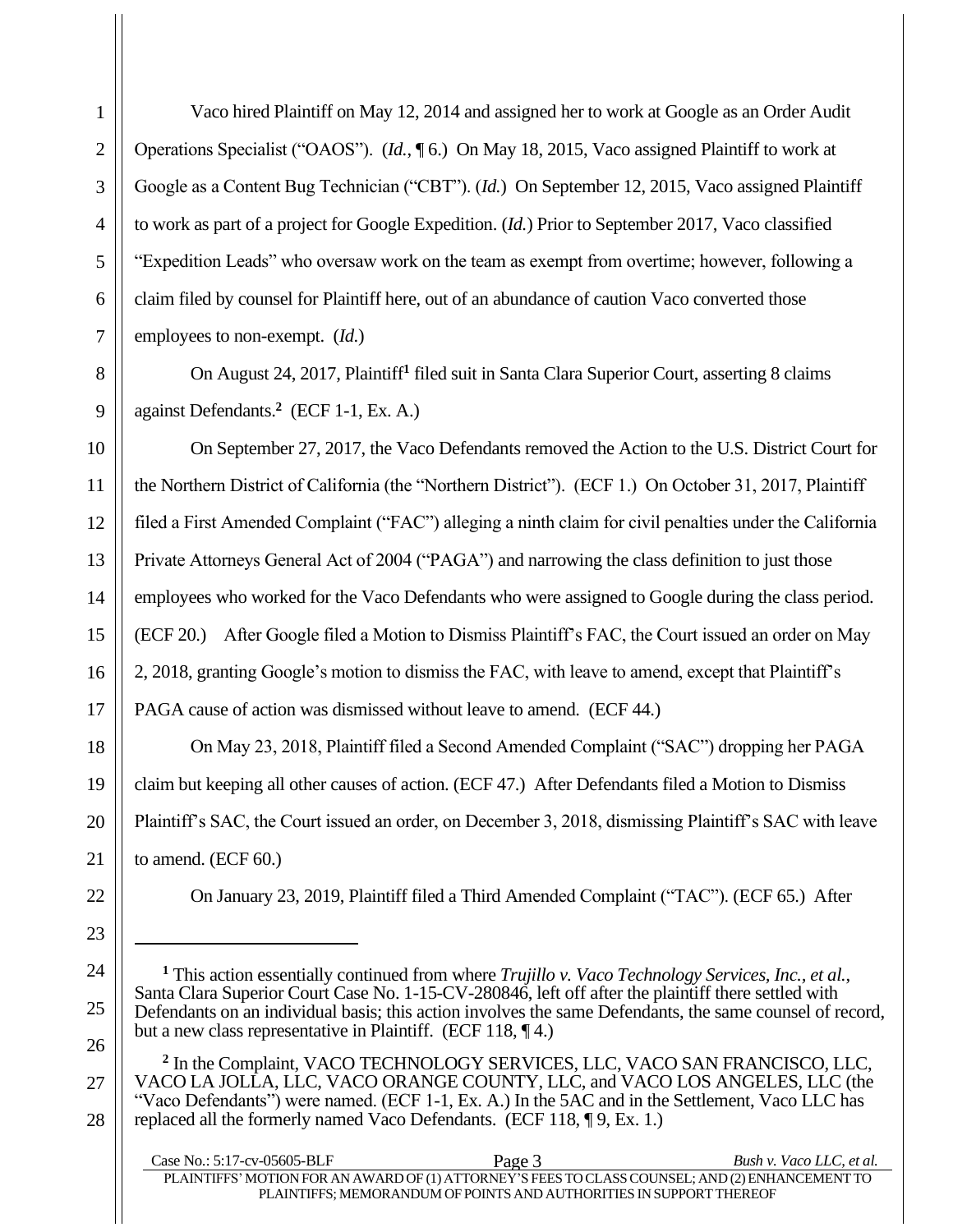Vaco hired Plaintiff on May 12, 2014 and assigned her to work at Google as an Order Audit Operations Specialist ("OAOS"). (*Id.*, ¶ 6.) On May 18, 2015, Vaco assigned Plaintiff to work at Google as a Content Bug Technician ("CBT"). (*Id.*) On September 12, 2015, Vaco assigned Plaintiff to work as part of a project for Google Expedition. (*Id.*) Prior to September 2017, Vaco classified "Expedition Leads" who oversaw work on the team as exempt from overtime; however, following a claim filed by counsel for Plaintiff here, out of an abundance of caution Vaco converted those employees to non-exempt. (*Id.*)

On August 24, 2017, Plaintiff[1] filed suit in Santa Clara Superior Court, asserting 8 claims against Defendants.[2] (ECF 1-1, Ex. A.)

On September 27, 2017, the Vaco Defendants removed the Action to the U.S. District Court for the Northern District of California (the "Northern District"). (ECF 1.) On October 31, 2017, Plaintiff filed a First Amended Complaint ("FAC") alleging a ninth claim for civil penalties under the California Private Attorneys General Act of 2004 ("PAGA") and narrowing the class definition to just those employees who worked for the Vaco Defendants who were assigned to Google during the class period. (ECF 20.) After Google filed a Motion to Dismiss Plaintiff's FAC, the Court issued an order on May 2, 2018, granting Google's motion to dismiss the FAC, with leave to amend, except that Plaintiff's PAGA cause of action was dismissed without leave to amend. (ECF 44.)

On May 23, 2018, Plaintiff filed a Second Amended Complaint ("SAC") dropping her PAGA claim but keeping all other causes of action. (ECF 47.) After Defendants filed a Motion to Dismiss Plaintiff's SAC, the Court issued an order, on December 3, 2018, dismissing Plaintiff's SAC with leave to amend. (ECF 60.)

On January 23, 2019, Plaintiff filed a Third Amended Complaint ("TAC"). (ECF 65.) After

---

[1] This action essentially continued from where *Trujillo v. Vaco Technology Services, Inc., et al.*, Santa Clara Superior Court Case No. 1-15-CV-280846, left off after the plaintiff there settled with Defendants on an individual basis; this action involves the same Defendants, the same counsel of record, but a new class representative in Plaintiff. (ECF 118, ¶ 4.)

[2] In the Complaint, VACO TECHNOLOGY SERVICES, LLC, VACO SAN FRANCISCO, LLC, VACO LA JOLLA, LLC, VACO ORANGE COUNTY, LLC, and VACO LOS ANGELES, LLC (the "Vaco Defendants") were named. (ECF 1-1, Ex. A.) In the 5AC and in the Settlement, Vaco LLC has replaced all the formerly named Vaco Defendants. (ECF 118, ¶ 9, Ex. 1.)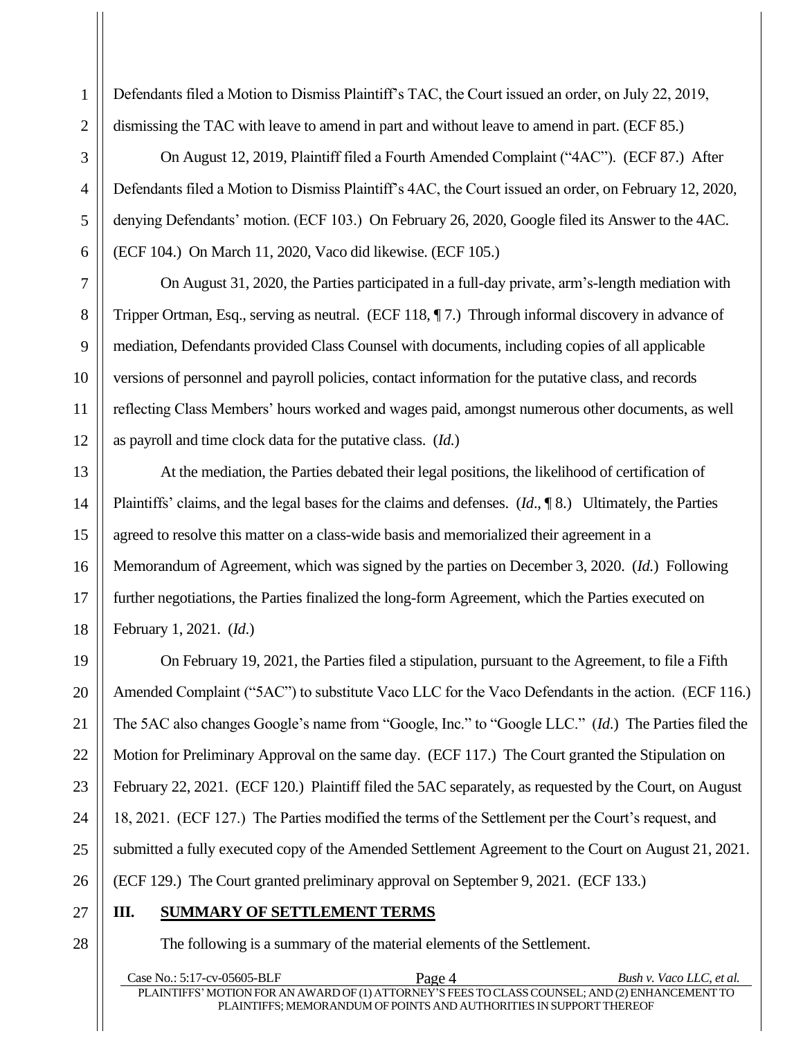Defendants filed a Motion to Dismiss Plaintiff's TAC, the Court issued an order, on July 22, 2019, dismissing the TAC with leave to amend in part and without leave to amend in part. (ECF 85.)

On August 12, 2019, Plaintiff filed a Fourth Amended Complaint ("4AC"). (ECF 87.) After Defendants filed a Motion to Dismiss Plaintiff's 4AC, the Court issued an order, on February 12, 2020, denying Defendants' motion. (ECF 103.) On February 26, 2020, Google filed its Answer to the 4AC. (ECF 104.) On March 11, 2020, Vaco did likewise. (ECF 105.)

On August 31, 2020, the Parties participated in a full-day private, arm's-length mediation with Tripper Ortman, Esq., serving as neutral. (ECF 118, ¶ 7.) Through informal discovery in advance of mediation, Defendants provided Class Counsel with documents, including copies of all applicable versions of personnel and payroll policies, contact information for the putative class, and records reflecting Class Members' hours worked and wages paid, amongst numerous other documents, as well as payroll and time clock data for the putative class. (*Id.*)

At the mediation, the Parties debated their legal positions, the likelihood of certification of Plaintiffs' claims, and the legal bases for the claims and defenses. (*Id*., ¶ 8.) Ultimately, the Parties agreed to resolve this matter on a class-wide basis and memorialized their agreement in a Memorandum of Agreement, which was signed by the parties on December 3, 2020. (*Id.*) Following further negotiations, the Parties finalized the long-form Agreement, which the Parties executed on February 1, 2021. (*Id.*)

On February 19, 2021, the Parties filed a stipulation, pursuant to the Agreement, to file a Fifth Amended Complaint ("5AC") to substitute Vaco LLC for the Vaco Defendants in the action. (ECF 116.) The 5AC also changes Google's name from "Google, Inc." to "Google LLC." (*Id.*) The Parties filed the Motion for Preliminary Approval on the same day. (ECF 117.) The Court granted the Stipulation on February 22, 2021. (ECF 120.) Plaintiff filed the 5AC separately, as requested by the Court, on August 18, 2021. (ECF 127.) The Parties modified the terms of the Settlement per the Court's request, and submitted a fully executed copy of the Amended Settlement Agreement to the Court on August 21, 2021. (ECF 129.) The Court granted preliminary approval on September 9, 2021. (ECF 133.)

## III. SUMMARY OF SETTLEMENT TERMS

The following is a summary of the material elements of the Settlement.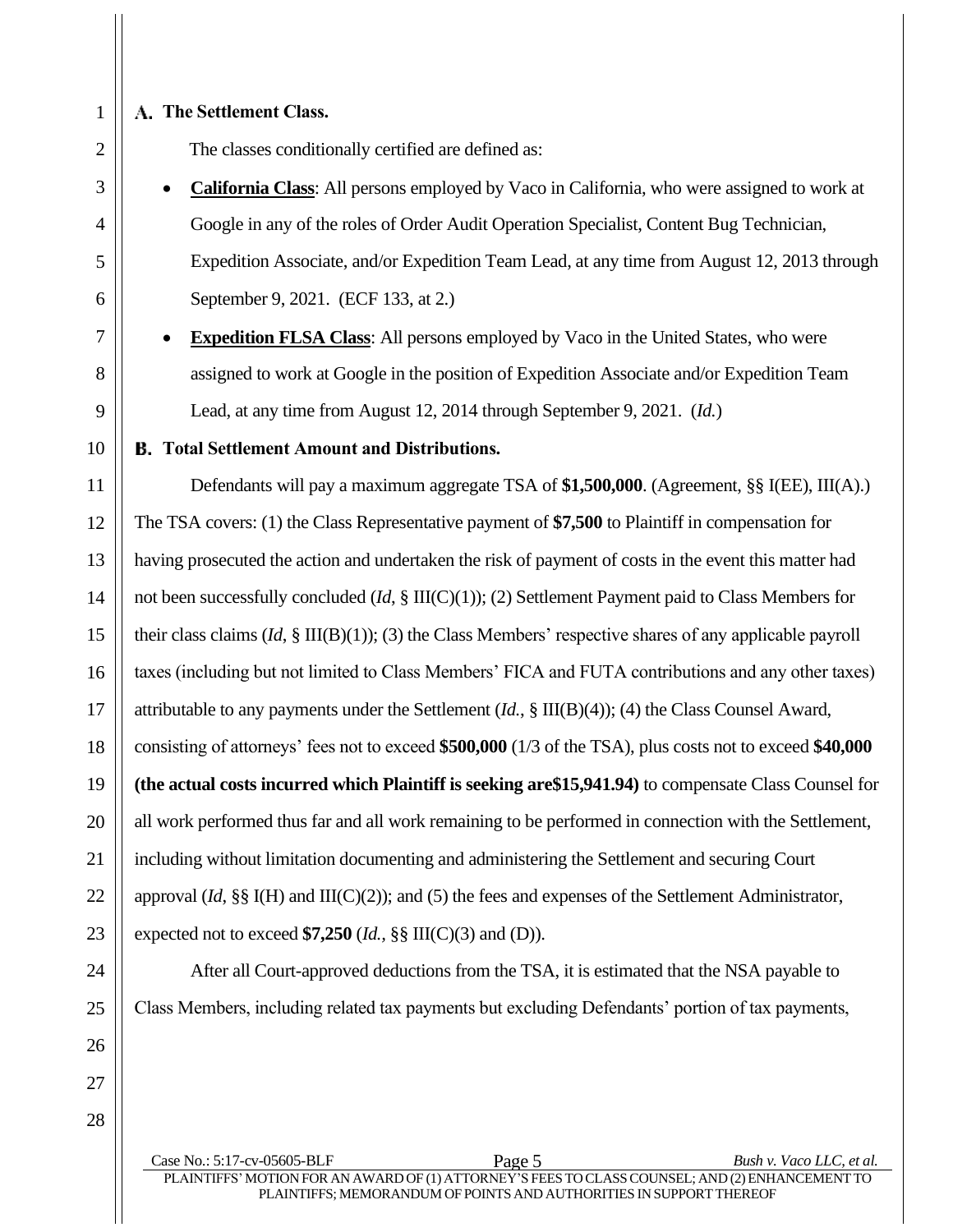## A. The Settlement Class.

The classes conditionally certified are defined as:

- **California Class**: All persons employed by Vaco in California, who were assigned to work at Google in any of the roles of Order Audit Operation Specialist, Content Bug Technician, Expedition Associate, and/or Expedition Team Lead, at any time from August 12, 2013 through September 9, 2021. (ECF 133, at 2.)
- **Expedition FLSA Class**: All persons employed by Vaco in the United States, who were assigned to work at Google in the position of Expedition Associate and/or Expedition Team Lead, at any time from August 12, 2014 through September 9, 2021. (*Id.*)

## B. Total Settlement Amount and Distributions.

Defendants will pay a maximum aggregate TSA of **$1,500,000**. (Agreement, §§ I(EE), III(A).) The TSA covers: (1) the Class Representative payment of **$7,500** to Plaintiff in compensation for having prosecuted the action and undertaken the risk of payment of costs in the event this matter had not been successfully concluded (*Id*, § III(C)(1)); (2) Settlement Payment paid to Class Members for their class claims (*Id*, § III(B)(1)); (3) the Class Members' respective shares of any applicable payroll taxes (including but not limited to Class Members' FICA and FUTA contributions and any other taxes) attributable to any payments under the Settlement (*Id.*, § III(B)(4)); (4) the Class Counsel Award, consisting of attorneys' fees not to exceed **$500,000** (1/3 of the TSA), plus costs not to exceed **$40,000 (the actual costs incurred which Plaintiff is seeking are$15,941.94)** to compensate Class Counsel for all work performed thus far and all work remaining to be performed in connection with the Settlement, including without limitation documenting and administering the Settlement and securing Court approval (*Id*, §§ I(H) and III(C)(2)); and (5) the fees and expenses of the Settlement Administrator, expected not to exceed **$7,250** (*Id.,* §§ III(C)(3) and (D)).

After all Court-approved deductions from the TSA, it is estimated that the NSA payable to Class Members, including related tax payments but excluding Defendants' portion of tax payments,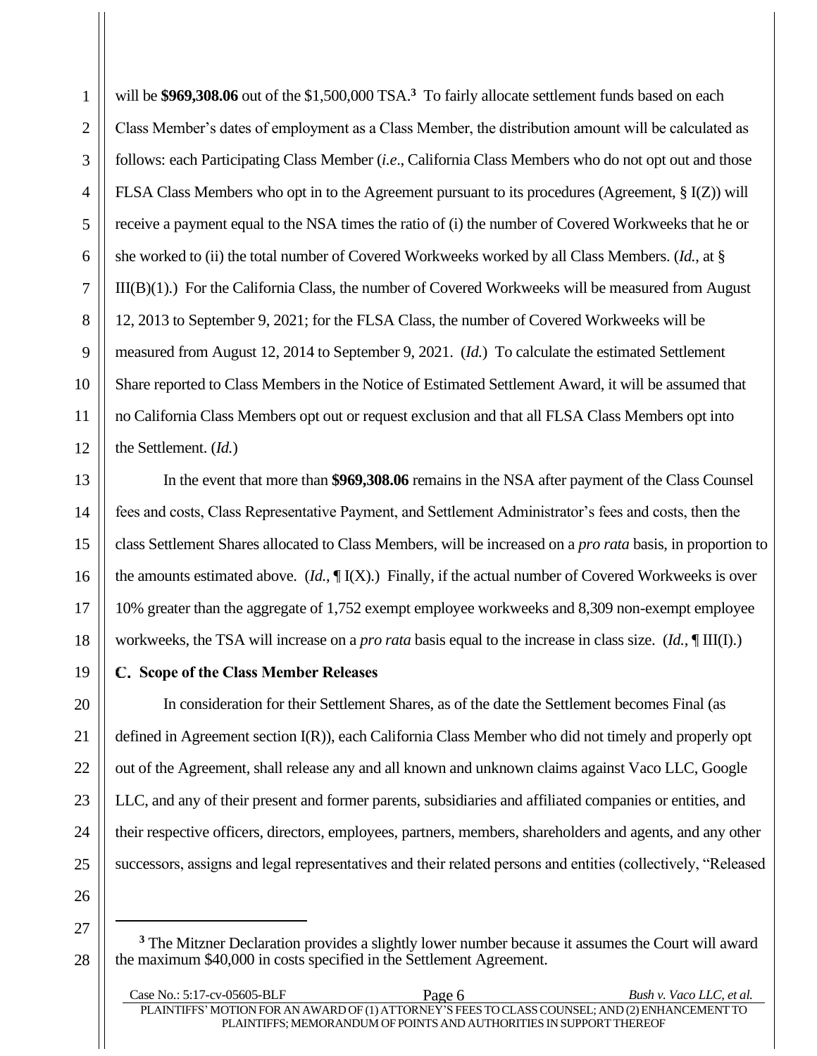will be **$969,308.06** out of the $1,500,000 TSA.[3] To fairly allocate settlement funds based on each Class Member's dates of employment as a Class Member, the distribution amount will be calculated as follows: each Participating Class Member (*i.e*., California Class Members who do not opt out and those FLSA Class Members who opt in to the Agreement pursuant to its procedures (Agreement, § I(Z)) will receive a payment equal to the NSA times the ratio of (i) the number of Covered Workweeks that he or she worked to (ii) the total number of Covered Workweeks worked by all Class Members. (*Id.*, at § III(B)(1).) For the California Class, the number of Covered Workweeks will be measured from August 12, 2013 to September 9, 2021; for the FLSA Class, the number of Covered Workweeks will be measured from August 12, 2014 to September 9, 2021. (*Id.*) To calculate the estimated Settlement Share reported to Class Members in the Notice of Estimated Settlement Award, it will be assumed that no California Class Members opt out or request exclusion and that all FLSA Class Members opt into the Settlement. (*Id.*)

In the event that more than **$969,308.06** remains in the NSA after payment of the Class Counsel fees and costs, Class Representative Payment, and Settlement Administrator's fees and costs, then the class Settlement Shares allocated to Class Members, will be increased on a *pro rata* basis, in proportion to the amounts estimated above. (*Id.*, ¶ I(X).) Finally, if the actual number of Covered Workweeks is over 10% greater than the aggregate of 1,752 exempt employee workweeks and 8,309 non-exempt employee workweeks, the TSA will increase on a *pro rata* basis equal to the increase in class size. (*Id.*, ¶ III(I).)

### C. Scope of the Class Member Releases

In consideration for their Settlement Shares, as of the date the Settlement becomes Final (as defined in Agreement section I(R)), each California Class Member who did not timely and properly opt out of the Agreement, shall release any and all known and unknown claims against Vaco LLC, Google LLC, and any of their present and former parents, subsidiaries and affiliated companies or entities, and their respective officers, directors, employees, partners, members, shareholders and agents, and any other successors, assigns and legal representatives and their related persons and entities (collectively, "Released

[3] The Mitzner Declaration provides a slightly lower number because it assumes the Court will award the maximum $40,000 in costs specified in the Settlement Agreement.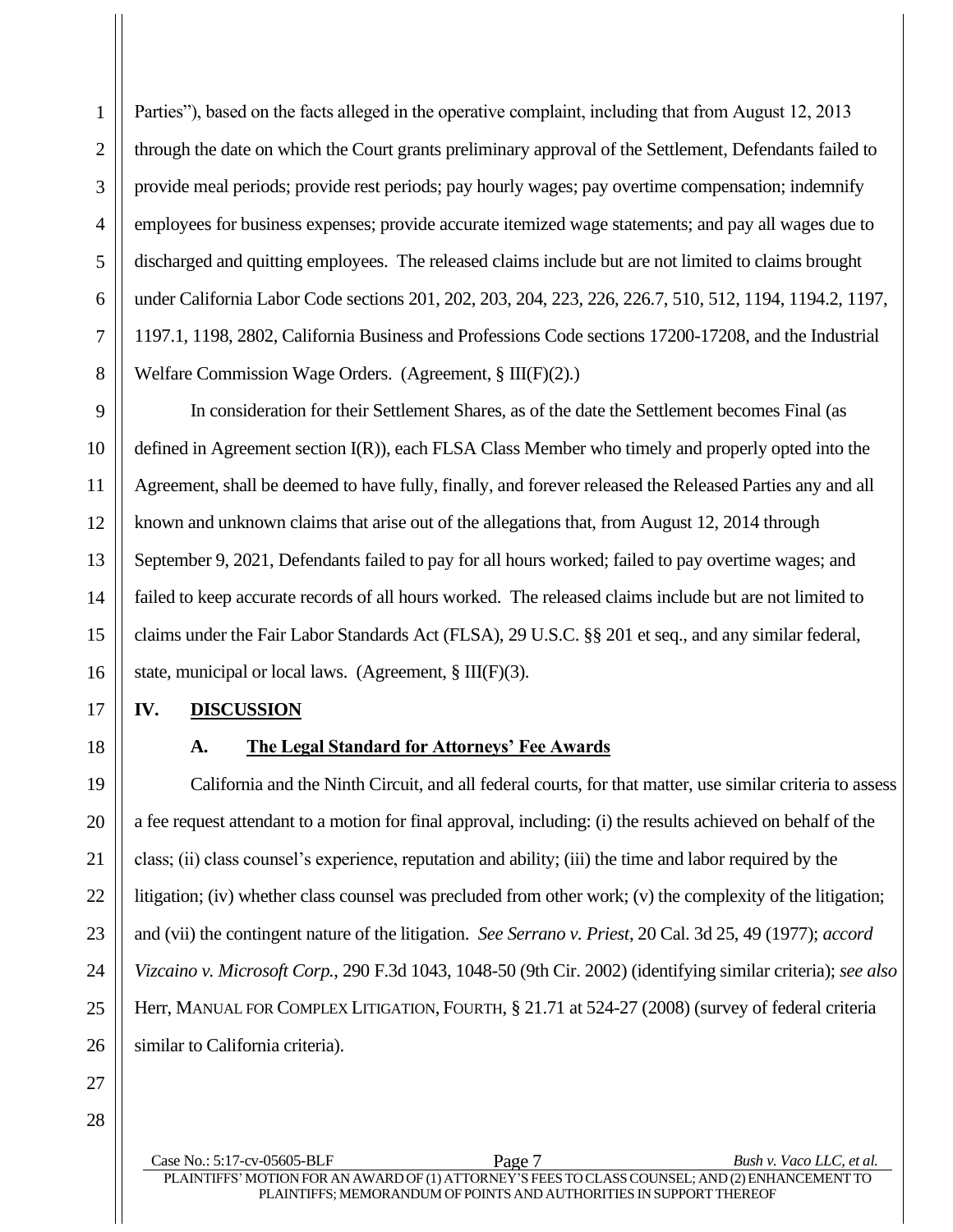Parties"), based on the facts alleged in the operative complaint, including that from August 12, 2013 through the date on which the Court grants preliminary approval of the Settlement, Defendants failed to provide meal periods; provide rest periods; pay hourly wages; pay overtime compensation; indemnify employees for business expenses; provide accurate itemized wage statements; and pay all wages due to discharged and quitting employees. The released claims include but are not limited to claims brought under California Labor Code sections 201, 202, 203, 204, 223, 226, 226.7, 510, 512, 1194, 1194.2, 1197, 1197.1, 1198, 2802, California Business and Professions Code sections 17200-17208, and the Industrial Welfare Commission Wage Orders. (Agreement, § III(F)(2).)

In consideration for their Settlement Shares, as of the date the Settlement becomes Final (as defined in Agreement section I(R)), each FLSA Class Member who timely and properly opted into the Agreement, shall be deemed to have fully, finally, and forever released the Released Parties any and all known and unknown claims that arise out of the allegations that, from August 12, 2014 through September 9, 2021, Defendants failed to pay for all hours worked; failed to pay overtime wages; and failed to keep accurate records of all hours worked. The released claims include but are not limited to claims under the Fair Labor Standards Act (FLSA), 29 U.S.C. §§ 201 et seq., and any similar federal, state, municipal or local laws. (Agreement, § III(F)(3).

## IV. DISCUSSION

### A. The Legal Standard for Attorneys' Fee Awards

California and the Ninth Circuit, and all federal courts, for that matter, use similar criteria to assess a fee request attendant to a motion for final approval, including: (i) the results achieved on behalf of the class; (ii) class counsel's experience, reputation and ability; (iii) the time and labor required by the litigation; (iv) whether class counsel was precluded from other work; (v) the complexity of the litigation; and (vii) the contingent nature of the litigation. *See Serrano v. Priest*, 20 Cal. 3d 25, 49 (1977); *accord Vizcaino v. Microsoft Corp.*, 290 F.3d 1043, 1048-50 (9th Cir. 2002) (identifying similar criteria); *see also* Herr, MANUAL FOR COMPLEX LITIGATION, FOURTH, § 21.71 at 524-27 (2008) (survey of federal criteria similar to California criteria).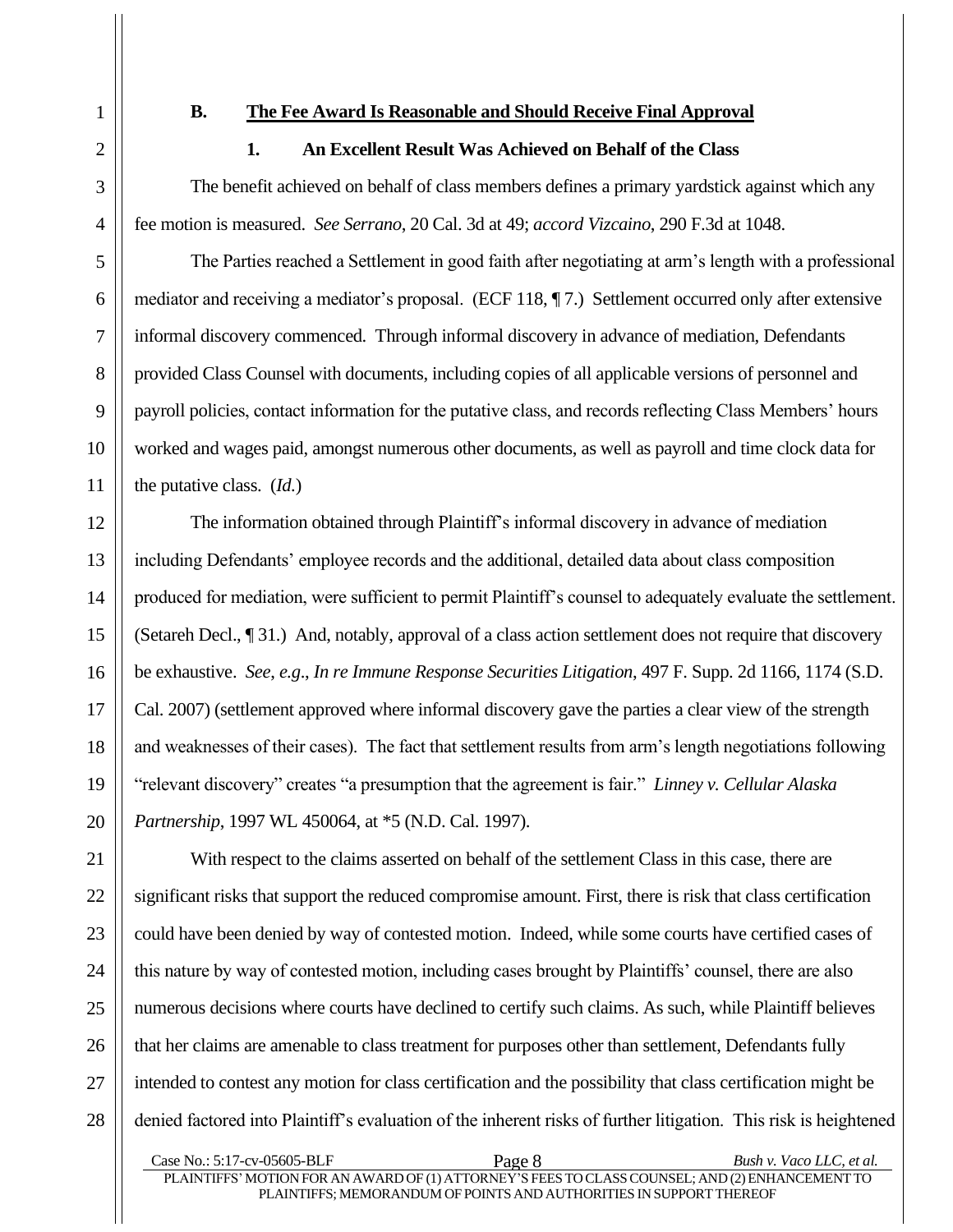### B. The Fee Award Is Reasonable and Should Receive Final Approval

#### 1. An Excellent Result Was Achieved on Behalf of the Class

The benefit achieved on behalf of class members defines a primary yardstick against which any fee motion is measured. *See Serrano*, 20 Cal. 3d at 49; *accord Vizcaino*, 290 F.3d at 1048.

The Parties reached a Settlement in good faith after negotiating at arm's length with a professional mediator and receiving a mediator's proposal. (ECF 118, ¶ 7.) Settlement occurred only after extensive informal discovery commenced. Through informal discovery in advance of mediation, Defendants provided Class Counsel with documents, including copies of all applicable versions of personnel and payroll policies, contact information for the putative class, and records reflecting Class Members' hours worked and wages paid, amongst numerous other documents, as well as payroll and time clock data for the putative class. (*Id.*)

The information obtained through Plaintiff's informal discovery in advance of mediation including Defendants' employee records and the additional, detailed data about class composition produced for mediation, were sufficient to permit Plaintiff's counsel to adequately evaluate the settlement. (Setareh Decl., ¶ 31.) And, notably, approval of a class action settlement does not require that discovery be exhaustive. *See*, *e.g*., *In re Immune Response Securities Litigation*, 497 F. Supp. 2d 1166, 1174 (S.D. Cal. 2007) (settlement approved where informal discovery gave the parties a clear view of the strength and weaknesses of their cases). The fact that settlement results from arm's length negotiations following "relevant discovery" creates "a presumption that the agreement is fair." *Linney v. Cellular Alaska Partnership*, 1997 WL 450064, at *5 (N.D. Cal. 1997).

With respect to the claims asserted on behalf of the settlement Class in this case, there are significant risks that support the reduced compromise amount. First, there is risk that class certification could have been denied by way of contested motion. Indeed, while some courts have certified cases of this nature by way of contested motion, including cases brought by Plaintiffs' counsel, there are also numerous decisions where courts have declined to certify such claims. As such, while Plaintiff believes that her claims are amenable to class treatment for purposes other than settlement, Defendants fully intended to contest any motion for class certification and the possibility that class certification might be denied factored into Plaintiff's evaluation of the inherent risks of further litigation. This risk is heightened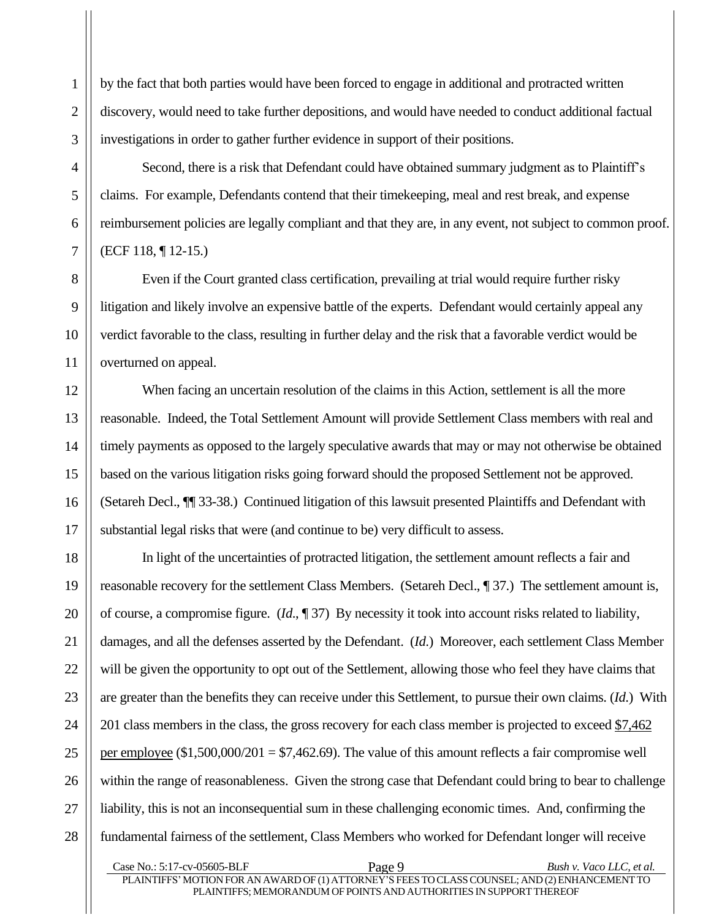by the fact that both parties would have been forced to engage in additional and protracted written discovery, would need to take further depositions, and would have needed to conduct additional factual investigations in order to gather further evidence in support of their positions.

Second, there is a risk that Defendant could have obtained summary judgment as to Plaintiff's claims. For example, Defendants contend that their timekeeping, meal and rest break, and expense reimbursement policies are legally compliant and that they are, in any event, not subject to common proof. (ECF 118, ¶ 12-15.)

Even if the Court granted class certification, prevailing at trial would require further risky litigation and likely involve an expensive battle of the experts. Defendant would certainly appeal any verdict favorable to the class, resulting in further delay and the risk that a favorable verdict would be overturned on appeal.

When facing an uncertain resolution of the claims in this Action, settlement is all the more reasonable. Indeed, the Total Settlement Amount will provide Settlement Class members with real and timely payments as opposed to the largely speculative awards that may or may not otherwise be obtained based on the various litigation risks going forward should the proposed Settlement not be approved. (Setareh Decl., ¶¶ 33-38.) Continued litigation of this lawsuit presented Plaintiffs and Defendant with substantial legal risks that were (and continue to be) very difficult to assess.

In light of the uncertainties of protracted litigation, the settlement amount reflects a fair and reasonable recovery for the settlement Class Members. (Setareh Decl., ¶ 37.) The settlement amount is, of course, a compromise figure. (*Id*., ¶ 37) By necessity it took into account risks related to liability, damages, and all the defenses asserted by the Defendant. (*Id.*) Moreover, each settlement Class Member will be given the opportunity to opt out of the Settlement, allowing those who feel they have claims that are greater than the benefits they can receive under this Settlement, to pursue their own claims. (*Id.*) With 201 class members in the class, the gross recovery for each class member is projected to exceed <u>$7,462 per employee</u> ($1,500,000/201 = $7,462.69). The value of this amount reflects a fair compromise well within the range of reasonableness. Given the strong case that Defendant could bring to bear to challenge liability, this is not an inconsequential sum in these challenging economic times. And, confirming the fundamental fairness of the settlement, Class Members who worked for Defendant longer will receive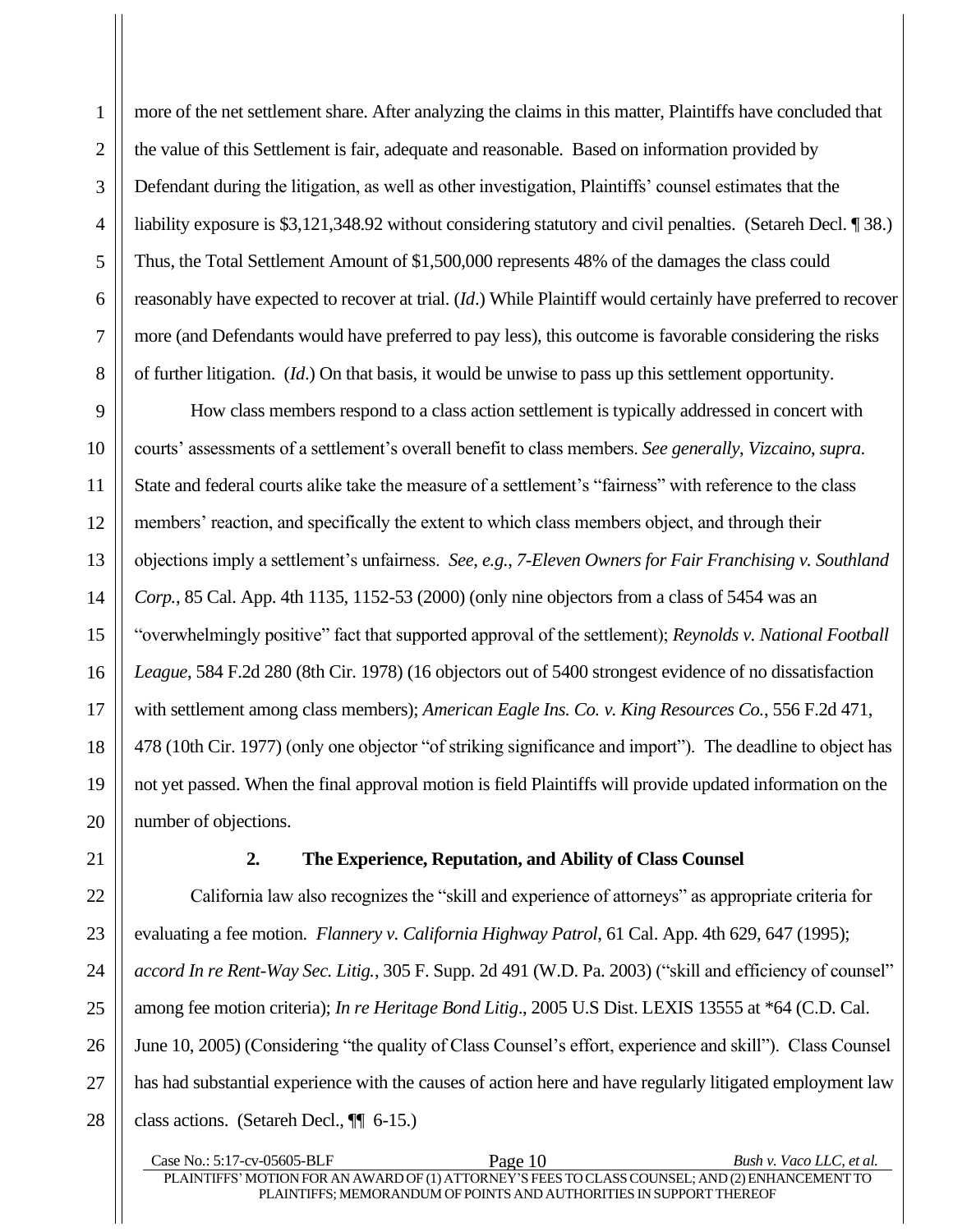more of the net settlement share. After analyzing the claims in this matter, Plaintiffs have concluded that the value of this Settlement is fair, adequate and reasonable. Based on information provided by Defendant during the litigation, as well as other investigation, Plaintiffs' counsel estimates that the liability exposure is $3,121,348.92 without considering statutory and civil penalties. (Setareh Decl. ¶ 38.) Thus, the Total Settlement Amount of $1,500,000 represents 48% of the damages the class could reasonably have expected to recover at trial. (*Id*.) While Plaintiff would certainly have preferred to recover more (and Defendants would have preferred to pay less), this outcome is favorable considering the risks of further litigation. (*Id*.) On that basis, it would be unwise to pass up this settlement opportunity.

How class members respond to a class action settlement is typically addressed in concert with courts' assessments of a settlement's overall benefit to class members. *See generally*, *Vizcaino*, *supra.* State and federal courts alike take the measure of a settlement's "fairness" with reference to the class members' reaction, and specifically the extent to which class members object, and through their objections imply a settlement's unfairness. *See, e.g.*, *7-Eleven Owners for Fair Franchising v. Southland Corp.*, 85 Cal. App. 4th 1135, 1152-53 (2000) (only nine objectors from a class of 5454 was an "overwhelmingly positive" fact that supported approval of the settlement); *Reynolds v. National Football League*, 584 F.2d 280 (8th Cir. 1978) (16 objectors out of 5400 strongest evidence of no dissatisfaction with settlement among class members); *American Eagle Ins. Co. v. King Resources Co.*, 556 F.2d 471, 478 (10th Cir. 1977) (only one objector "of striking significance and import"). The deadline to object has not yet passed. When the final approval motion is field Plaintiffs will provide updated information on the number of objections.

### 2. The Experience, Reputation, and Ability of Class Counsel

California law also recognizes the "skill and experience of attorneys" as appropriate criteria for evaluating a fee motion. *Flannery v. California Highway Patrol*, 61 Cal. App. 4th 629, 647 (1995); *accord In re Rent-Way Sec. Litig.*, 305 F. Supp. 2d 491 (W.D. Pa. 2003) ("skill and efficiency of counsel" among fee motion criteria); *In re Heritage Bond Litig*., 2005 U.S Dist. LEXIS 13555 at *64 (C.D. Cal. June 10, 2005) (Considering "the quality of Class Counsel's effort, experience and skill"). Class Counsel has had substantial experience with the causes of action here and have regularly litigated employment law class actions. (Setareh Decl., ¶¶ 6-15.)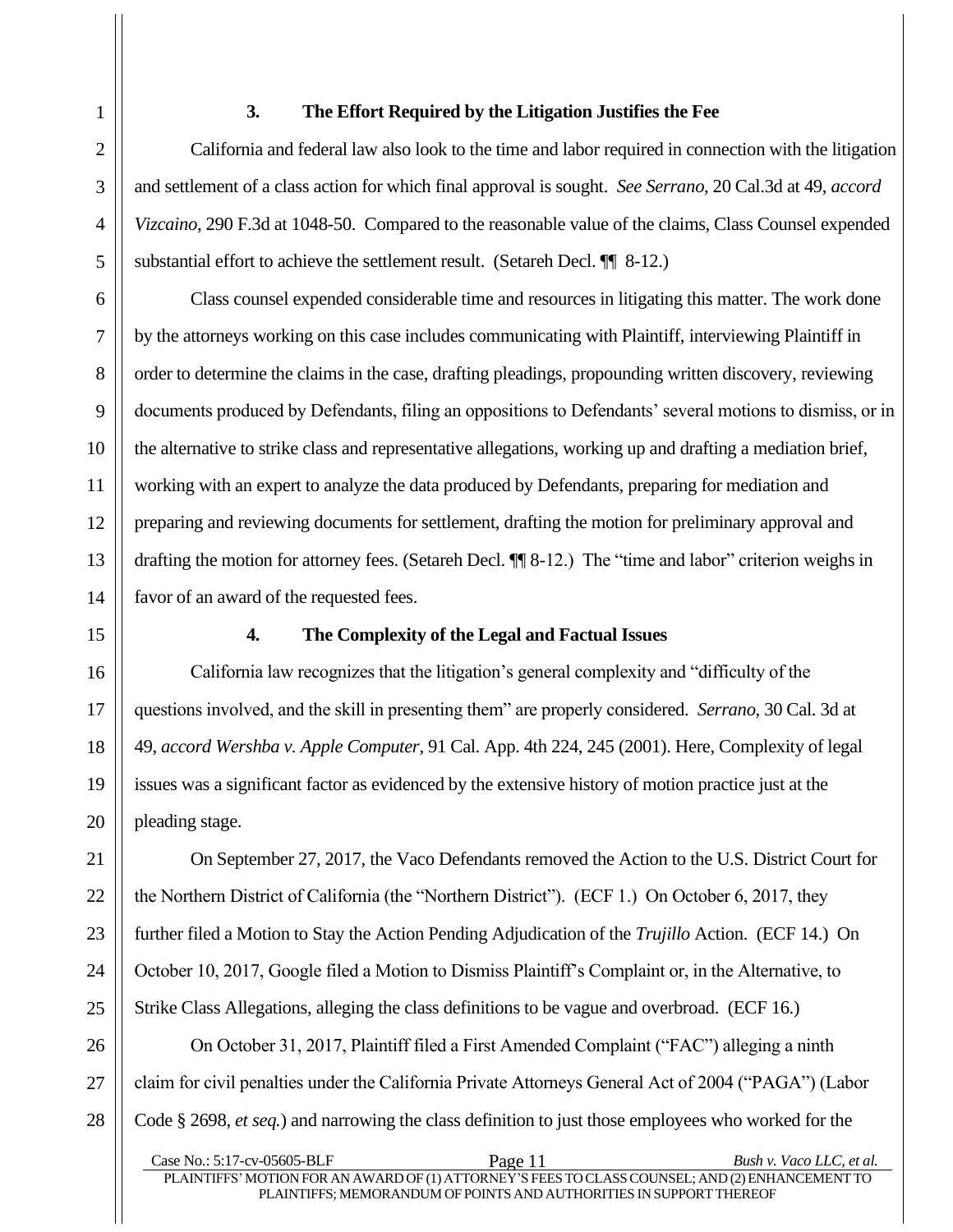### 3. The Effort Required by the Litigation Justifies the Fee

California and federal law also look to the time and labor required in connection with the litigation and settlement of a class action for which final approval is sought. *See Serrano*, 20 Cal.3d at 49, *accord Vizcaino*, 290 F.3d at 1048-50. Compared to the reasonable value of the claims, Class Counsel expended substantial effort to achieve the settlement result. (Setareh Decl. ¶¶ 8-12.)

Class counsel expended considerable time and resources in litigating this matter. The work done by the attorneys working on this case includes communicating with Plaintiff, interviewing Plaintiff in order to determine the claims in the case, drafting pleadings, propounding written discovery, reviewing documents produced by Defendants, filing an oppositions to Defendants' several motions to dismiss, or in the alternative to strike class and representative allegations, working up and drafting a mediation brief, working with an expert to analyze the data produced by Defendants, preparing for mediation and preparing and reviewing documents for settlement, drafting the motion for preliminary approval and drafting the motion for attorney fees. (Setareh Decl. ¶¶ 8-12.) The "time and labor" criterion weighs in favor of an award of the requested fees.

### 4. The Complexity of the Legal and Factual Issues

California law recognizes that the litigation's general complexity and "difficulty of the questions involved, and the skill in presenting them" are properly considered. *Serrano*, 30 Cal. 3d at 49, *accord Wershba v. Apple Computer*, 91 Cal. App. 4th 224, 245 (2001). Here, Complexity of legal issues was a significant factor as evidenced by the extensive history of motion practice just at the pleading stage.

On September 27, 2017, the Vaco Defendants removed the Action to the U.S. District Court for the Northern District of California (the "Northern District"). (ECF 1.) On October 6, 2017, they further filed a Motion to Stay the Action Pending Adjudication of the *Trujillo* Action. (ECF 14.) On October 10, 2017, Google filed a Motion to Dismiss Plaintiff's Complaint or, in the Alternative, to Strike Class Allegations, alleging the class definitions to be vague and overbroad. (ECF 16.)

On October 31, 2017, Plaintiff filed a First Amended Complaint ("FAC") alleging a ninth claim for civil penalties under the California Private Attorneys General Act of 2004 ("PAGA") (Labor Code § 2698, *et seq.*) and narrowing the class definition to just those employees who worked for the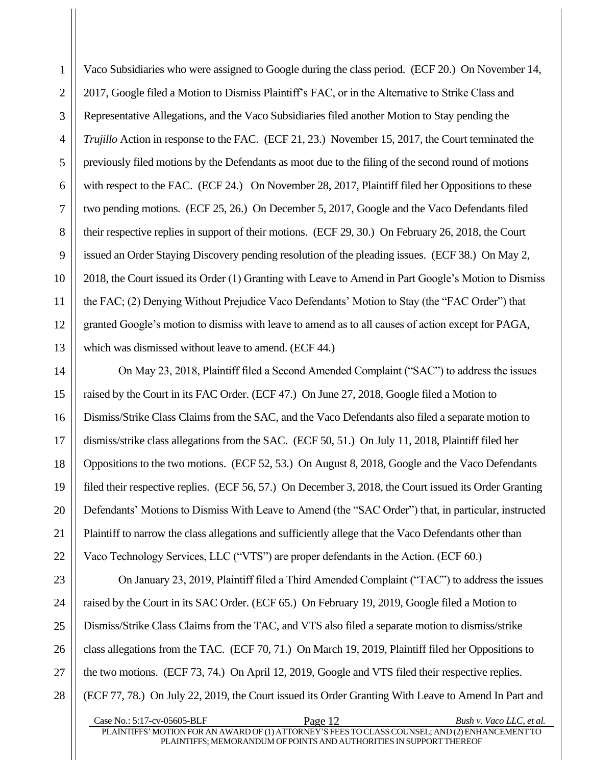Vaco Subsidiaries who were assigned to Google during the class period. (ECF 20.) On November 14, 2017, Google filed a Motion to Dismiss Plaintiff's FAC, or in the Alternative to Strike Class and Representative Allegations, and the Vaco Subsidiaries filed another Motion to Stay pending the *Trujillo* Action in response to the FAC. (ECF 21, 23.) November 15, 2017, the Court terminated the previously filed motions by the Defendants as moot due to the filing of the second round of motions with respect to the FAC. (ECF 24.) On November 28, 2017, Plaintiff filed her Oppositions to these two pending motions. (ECF 25, 26.) On December 5, 2017, Google and the Vaco Defendants filed their respective replies in support of their motions. (ECF 29, 30.) On February 26, 2018, the Court issued an Order Staying Discovery pending resolution of the pleading issues. (ECF 38.) On May 2, 2018, the Court issued its Order (1) Granting with Leave to Amend in Part Google's Motion to Dismiss the FAC; (2) Denying Without Prejudice Vaco Defendants' Motion to Stay (the "FAC Order") that granted Google's motion to dismiss with leave to amend as to all causes of action except for PAGA, which was dismissed without leave to amend. (ECF 44.)

On May 23, 2018, Plaintiff filed a Second Amended Complaint ("SAC") to address the issues raised by the Court in its FAC Order. (ECF 47.) On June 27, 2018, Google filed a Motion to Dismiss/Strike Class Claims from the SAC, and the Vaco Defendants also filed a separate motion to dismiss/strike class allegations from the SAC. (ECF 50, 51.) On July 11, 2018, Plaintiff filed her Oppositions to the two motions. (ECF 52, 53.) On August 8, 2018, Google and the Vaco Defendants filed their respective replies. (ECF 56, 57.) On December 3, 2018, the Court issued its Order Granting Defendants' Motions to Dismiss With Leave to Amend (the "SAC Order") that, in particular, instructed Plaintiff to narrow the class allegations and sufficiently allege that the Vaco Defendants other than Vaco Technology Services, LLC ("VTS") are proper defendants in the Action. (ECF 60.)

On January 23, 2019, Plaintiff filed a Third Amended Complaint ("TAC") to address the issues raised by the Court in its SAC Order. (ECF 65.) On February 19, 2019, Google filed a Motion to Dismiss/Strike Class Claims from the TAC, and VTS also filed a separate motion to dismiss/strike class allegations from the TAC. (ECF 70, 71.) On March 19, 2019, Plaintiff filed her Oppositions to the two motions. (ECF 73, 74.) On April 12, 2019, Google and VTS filed their respective replies. (ECF 77, 78.) On July 22, 2019, the Court issued its Order Granting With Leave to Amend In Part and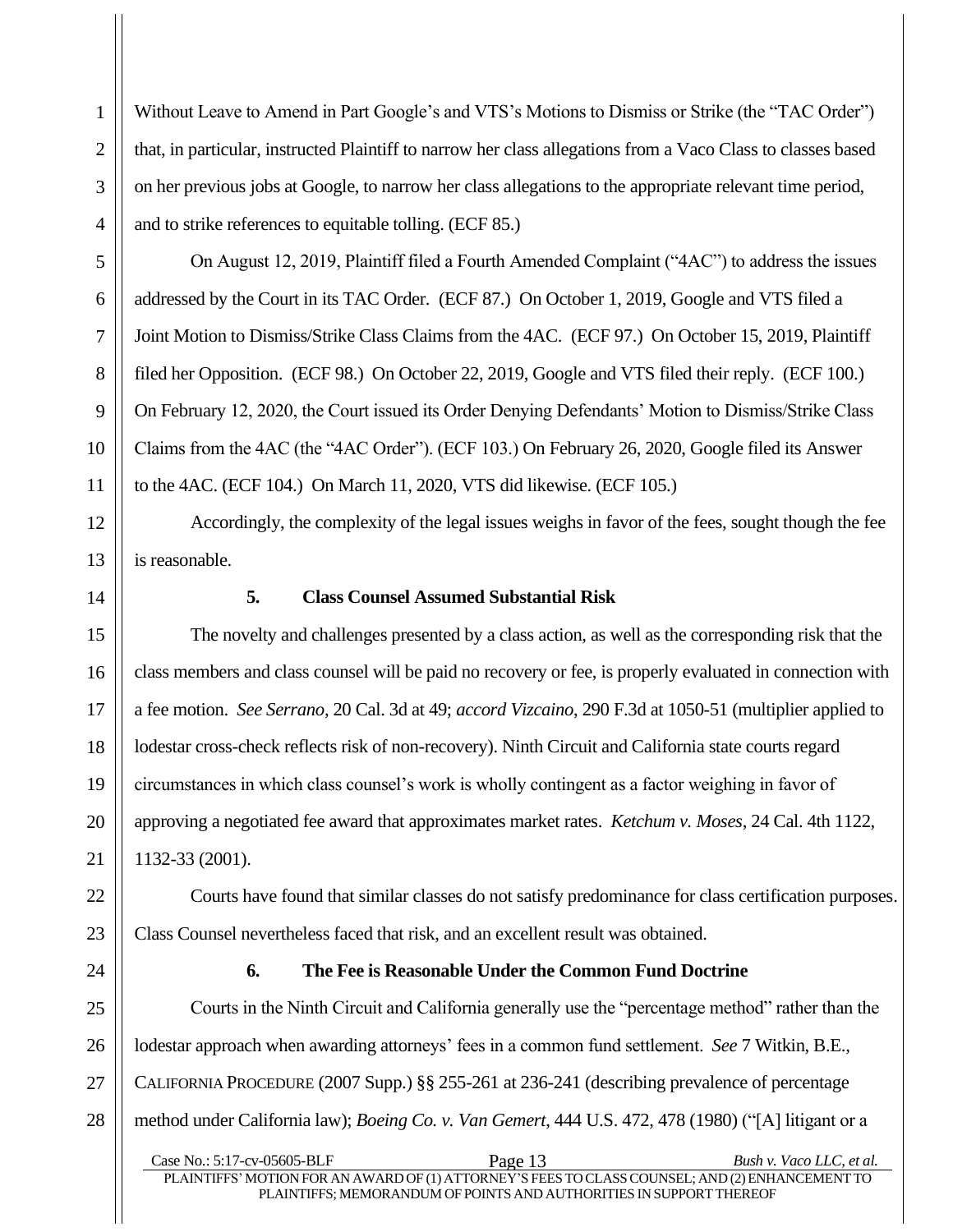Without Leave to Amend in Part Google's and VTS's Motions to Dismiss or Strike (the "TAC Order") that, in particular, instructed Plaintiff to narrow her class allegations from a Vaco Class to classes based on her previous jobs at Google, to narrow her class allegations to the appropriate relevant time period, and to strike references to equitable tolling. (ECF 85.)

On August 12, 2019, Plaintiff filed a Fourth Amended Complaint ("4AC") to address the issues addressed by the Court in its TAC Order. (ECF 87.) On October 1, 2019, Google and VTS filed a Joint Motion to Dismiss/Strike Class Claims from the 4AC. (ECF 97.) On October 15, 2019, Plaintiff filed her Opposition. (ECF 98.) On October 22, 2019, Google and VTS filed their reply. (ECF 100.) On February 12, 2020, the Court issued its Order Denying Defendants' Motion to Dismiss/Strike Class Claims from the 4AC (the "4AC Order"). (ECF 103.) On February 26, 2020, Google filed its Answer to the 4AC. (ECF 104.) On March 11, 2020, VTS did likewise. (ECF 105.)

Accordingly, the complexity of the legal issues weighs in favor of the fees, sought though the fee is reasonable.

**5. Class Counsel Assumed Substantial Risk**

The novelty and challenges presented by a class action, as well as the corresponding risk that the class members and class counsel will be paid no recovery or fee, is properly evaluated in connection with a fee motion. *See Serrano*, 20 Cal. 3d at 49; *accord Vizcaino*, 290 F.3d at 1050-51 (multiplier applied to lodestar cross-check reflects risk of non-recovery). Ninth Circuit and California state courts regard circumstances in which class counsel's work is wholly contingent as a factor weighing in favor of approving a negotiated fee award that approximates market rates. *Ketchum v. Moses*, 24 Cal. 4th 1122, 1132-33 (2001).

Courts have found that similar classes do not satisfy predominance for class certification purposes. Class Counsel nevertheless faced that risk, and an excellent result was obtained.

**6. The Fee is Reasonable Under the Common Fund Doctrine**

Courts in the Ninth Circuit and California generally use the "percentage method" rather than the lodestar approach when awarding attorneys' fees in a common fund settlement. *See* 7 Witkin, B.E., CALIFORNIA PROCEDURE (2007 Supp.) §§ 255-261 at 236-241 (describing prevalence of percentage method under California law); *Boeing Co. v. Van Gemert*, 444 U.S. 472, 478 (1980) ("[A] litigant or a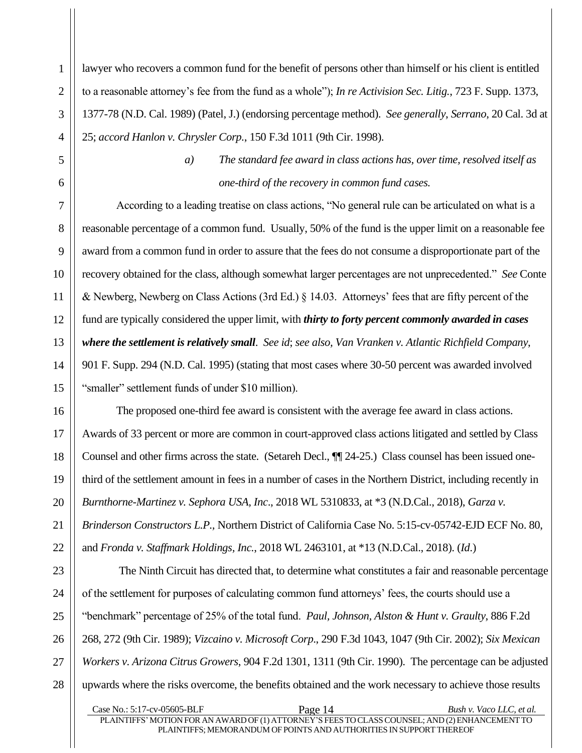lawyer who recovers a common fund for the benefit of persons other than himself or his client is entitled to a reasonable attorney's fee from the fund as a whole"); *In re Activision Sec. Litig.*, 723 F. Supp. 1373, 1377-78 (N.D. Cal. 1989) (Patel, J.) (endorsing percentage method). *See generally*, *Serrano*, 20 Cal. 3d at 25; *accord Hanlon v. Chrysler Corp.*, 150 F.3d 1011 (9th Cir. 1998).

*a) The standard fee award in class actions has, over time, resolved itself as one-third of the recovery in common fund cases.*

According to a leading treatise on class actions, "No general rule can be articulated on what is a reasonable percentage of a common fund. Usually, 50% of the fund is the upper limit on a reasonable fee award from a common fund in order to assure that the fees do not consume a disproportionate part of the recovery obtained for the class, although somewhat larger percentages are not unprecedented." *See* Conte & Newberg, Newberg on Class Actions (3rd Ed.) § 14.03. Attorneys' fees that are fifty percent of the fund are typically considered the upper limit, with ***thirty to forty percent commonly awarded in cases where the settlement is relatively small***. *See id*; *see also, Van Vranken v. Atlantic Richfield Company*, 901 F. Supp. 294 (N.D. Cal. 1995) (stating that most cases where 30-50 percent was awarded involved "smaller" settlement funds of under $10 million).

The proposed one-third fee award is consistent with the average fee award in class actions. Awards of 33 percent or more are common in court-approved class actions litigated and settled by Class Counsel and other firms across the state. (Setareh Decl., ¶¶ 24-25.) Class counsel has been issued one-third of the settlement amount in fees in a number of cases in the Northern District, including recently in *Burnthorne-Martinez v. Sephora USA, Inc*., 2018 WL 5310833, at *3 (N.D.Cal., 2018), *Garza v. Brinderson Constructors L.P.,* Northern District of California Case No. 5:15-cv-05742-EJD ECF No. 80, and *Fronda v. Staffmark Holdings, Inc.*, 2018 WL 2463101, at *13 (N.D.Cal., 2018). (*Id*.)

The Ninth Circuit has directed that, to determine what constitutes a fair and reasonable percentage of the settlement for purposes of calculating common fund attorneys' fees, the courts should use a "benchmark" percentage of 25% of the total fund. *Paul, Johnson, Alston & Hunt v. Graulty*, 886 F.2d 268, 272 (9th Cir. 1989); *Vizcaino v. Microsoft Corp*., 290 F.3d 1043, 1047 (9th Cir. 2002); *Six Mexican Workers v. Arizona Citrus Growers*, 904 F.2d 1301, 1311 (9th Cir. 1990). The percentage can be adjusted upwards where the risks overcome, the benefits obtained and the work necessary to achieve those results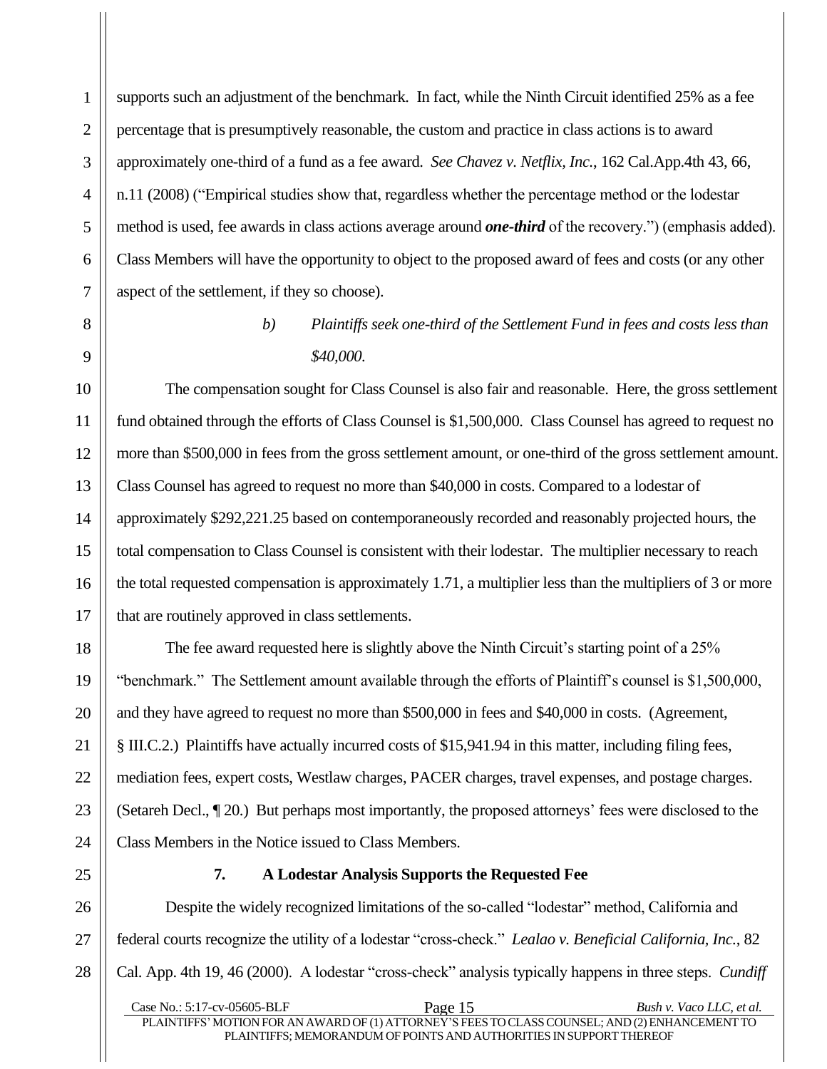supports such an adjustment of the benchmark. In fact, while the Ninth Circuit identified 25% as a fee percentage that is presumptively reasonable, the custom and practice in class actions is to award approximately one-third of a fund as a fee award. *See Chavez v. Netflix, Inc.*, 162 Cal.App.4th 43, 66, n.11 (2008) ("Empirical studies show that, regardless whether the percentage method or the lodestar method is used, fee awards in class actions average around ***one-third*** of the recovery.") (emphasis added). Class Members will have the opportunity to object to the proposed award of fees and costs (or any other aspect of the settlement, if they so choose).

*b) Plaintiffs seek one-third of the Settlement Fund in fees and costs less than $40,000.*

The compensation sought for Class Counsel is also fair and reasonable. Here, the gross settlement fund obtained through the efforts of Class Counsel is $1,500,000. Class Counsel has agreed to request no more than $500,000 in fees from the gross settlement amount, or one-third of the gross settlement amount. Class Counsel has agreed to request no more than $40,000 in costs. Compared to a lodestar of approximately $292,221.25 based on contemporaneously recorded and reasonably projected hours, the total compensation to Class Counsel is consistent with their lodestar. The multiplier necessary to reach the total requested compensation is approximately 1.71, a multiplier less than the multipliers of 3 or more that are routinely approved in class settlements.

The fee award requested here is slightly above the Ninth Circuit's starting point of a 25% "benchmark." The Settlement amount available through the efforts of Plaintiff's counsel is $1,500,000, and they have agreed to request no more than $500,000 in fees and $40,000 in costs. (Agreement, § III.C.2.) Plaintiffs have actually incurred costs of $15,941.94 in this matter, including filing fees, mediation fees, expert costs, Westlaw charges, PACER charges, travel expenses, and postage charges. (Setareh Decl., ¶ 20.) But perhaps most importantly, the proposed attorneys' fees were disclosed to the Class Members in the Notice issued to Class Members.

### 7. A Lodestar Analysis Supports the Requested Fee

Despite the widely recognized limitations of the so-called "lodestar" method, California and federal courts recognize the utility of a lodestar "cross-check." *Lealao v. Beneficial California, Inc.*, 82 Cal. App. 4th 19, 46 (2000). A lodestar "cross-check" analysis typically happens in three steps. *Cundiff*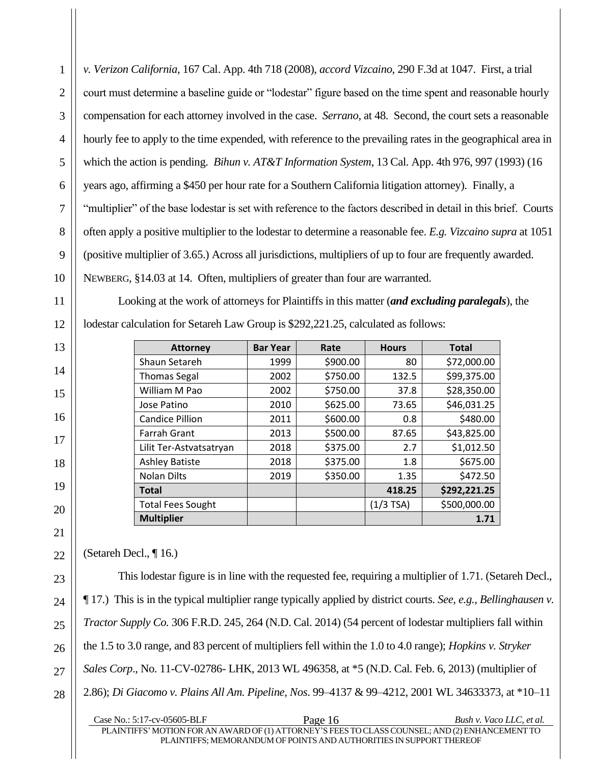*v. Verizon California*, 167 Cal. App. 4th 718 (2008), *accord Vizcaino*, 290 F.3d at 1047. First, a trial court must determine a baseline guide or "lodestar" figure based on the time spent and reasonable hourly compensation for each attorney involved in the case. *Serrano*, at 48. Second, the court sets a reasonable hourly fee to apply to the time expended, with reference to the prevailing rates in the geographical area in which the action is pending. *Bihun v. AT&T Information System*, 13 Cal. App. 4th 976, 997 (1993) (16 years ago, affirming a $450 per hour rate for a Southern California litigation attorney). Finally, a "multiplier" of the base lodestar is set with reference to the factors described in detail in this brief. Courts often apply a positive multiplier to the lodestar to determine a reasonable fee. *E.g. Vizcaino supra* at 1051 (positive multiplier of 3.65.) Across all jurisdictions, multipliers of up to four are frequently awarded. NEWBERG, §14.03 at 14. Often, multipliers of greater than four are warranted.

Looking at the work of attorneys for Plaintiffs in this matter (***and excluding paralegals***), the lodestar calculation for Setareh Law Group is $292,221.25, calculated as follows:

| Attorney | Bar Year | Rate | Hours | Total |
|---|---|---|---|---|
| Shaun Setareh | 1999 | $900.00 | 80 | $72,000.00 |
| Thomas Segal | 2002 | $750.00 | 132.5 | $99,375.00 |
| William M Pao | 2002 | $750.00 | 37.8 | $28,350.00 |
| Jose Patino | 2010 | $625.00 | 73.65 | $46,031.25 |
| Candice Pillion | 2011 | $600.00 | 0.8 | $480.00 |
| Farrah Grant | 2013 | $500.00 | 87.65 | $43,825.00 |
| Lilit Ter-Astvatsatryan | 2018 | $375.00 | 2.7 | $1,012.50 |
| Ashley Batiste | 2018 | $375.00 | 1.8 | $675.00 |
| Nolan Dilts | 2019 | $350.00 | 1.35 | $472.50 |
| **Total** | | | **418.25** | **$292,221.25** |
| Total Fees Sought | | | (1/3 TSA) | $500,000.00 |
| **Multiplier** | | | | **1.71** |

(Setareh Decl., ¶ 16.)

This lodestar figure is in line with the requested fee, requiring a multiplier of 1.71. (Setareh Decl., ¶ 17.) This is in the typical multiplier range typically applied by district courts. *See, e.g., Bellinghausen v. Tractor Supply Co.* 306 F.R.D. 245, 264 (N.D. Cal. 2014) (54 percent of lodestar multipliers fall within the 1.5 to 3.0 range, and 83 percent of multipliers fell within the 1.0 to 4.0 range); *Hopkins v. Stryker Sales Corp*., No. 11-CV-02786- LHK, 2013 WL 496358, at *5 (N.D. Cal. Feb. 6, 2013) (multiplier of 2.86); *Di Giacomo v. Plains All Am. Pipeline*, *Nos*. 99–4137 & 99–4212, 2001 WL 34633373, at *10–11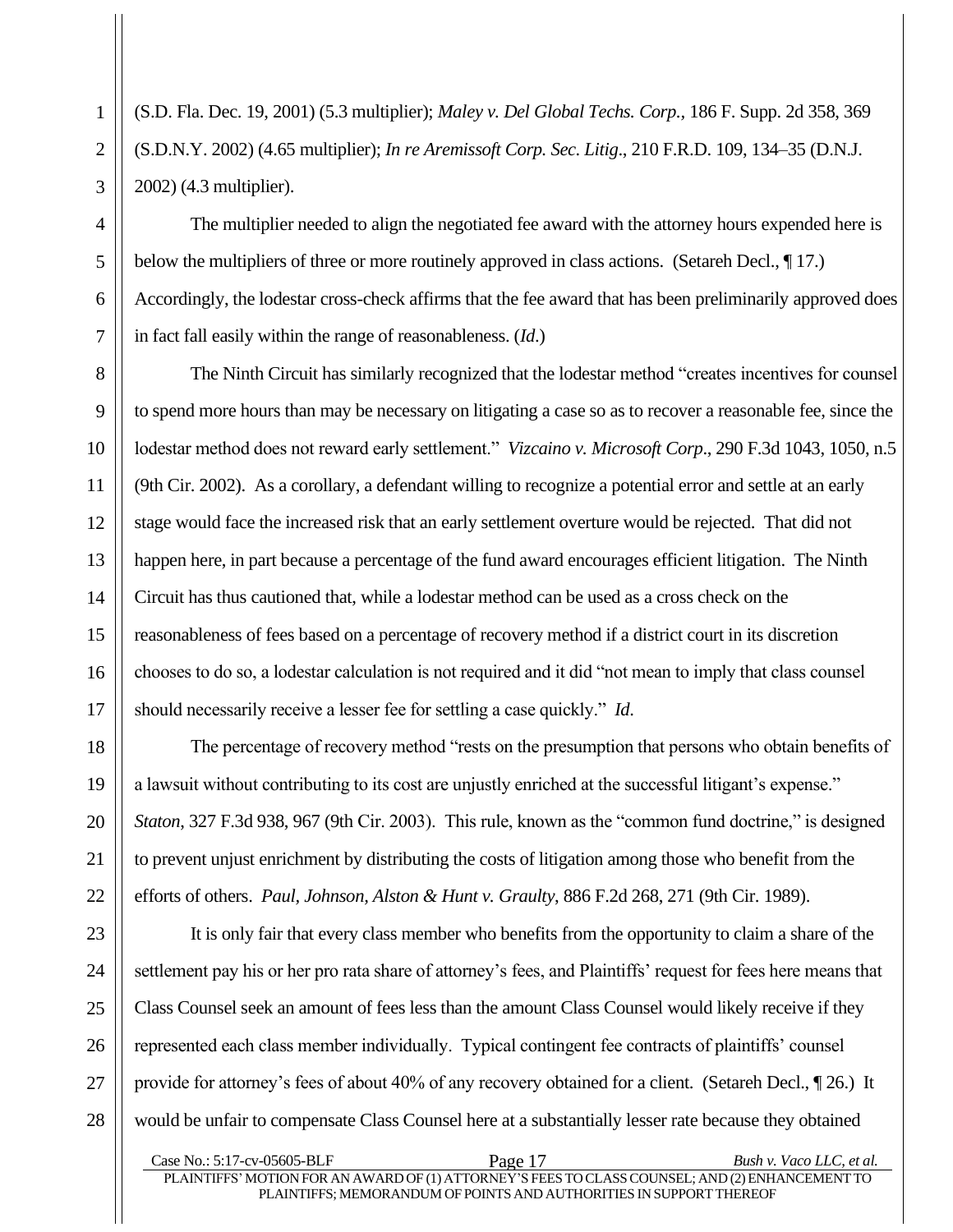(S.D. Fla. Dec. 19, 2001) (5.3 multiplier); *Maley v. Del Global Techs. Corp.,* 186 F. Supp. 2d 358, 369 (S.D.N.Y. 2002) (4.65 multiplier); *In re Aremissoft Corp. Sec. Litig*., 210 F.R.D. 109, 134–35 (D.N.J. 2002) (4.3 multiplier).

The multiplier needed to align the negotiated fee award with the attorney hours expended here is below the multipliers of three or more routinely approved in class actions. (Setareh Decl., ¶ 17.) Accordingly, the lodestar cross-check affirms that the fee award that has been preliminarily approved does in fact fall easily within the range of reasonableness. (*Id*.)

The Ninth Circuit has similarly recognized that the lodestar method "creates incentives for counsel to spend more hours than may be necessary on litigating a case so as to recover a reasonable fee, since the lodestar method does not reward early settlement." *Vizcaino v. Microsoft Corp*., 290 F.3d 1043, 1050, n.5 (9th Cir. 2002). As a corollary, a defendant willing to recognize a potential error and settle at an early stage would face the increased risk that an early settlement overture would be rejected. That did not happen here, in part because a percentage of the fund award encourages efficient litigation. The Ninth Circuit has thus cautioned that, while a lodestar method can be used as a cross check on the reasonableness of fees based on a percentage of recovery method if a district court in its discretion chooses to do so, a lodestar calculation is not required and it did "not mean to imply that class counsel should necessarily receive a lesser fee for settling a case quickly." *Id*.

The percentage of recovery method "rests on the presumption that persons who obtain benefits of a lawsuit without contributing to its cost are unjustly enriched at the successful litigant's expense." *Staton*, 327 F.3d 938, 967 (9th Cir. 2003). This rule, known as the "common fund doctrine," is designed to prevent unjust enrichment by distributing the costs of litigation among those who benefit from the efforts of others. *Paul, Johnson, Alston & Hunt v. Graulty*, 886 F.2d 268, 271 (9th Cir. 1989).

It is only fair that every class member who benefits from the opportunity to claim a share of the settlement pay his or her pro rata share of attorney's fees, and Plaintiffs' request for fees here means that Class Counsel seek an amount of fees less than the amount Class Counsel would likely receive if they represented each class member individually. Typical contingent fee contracts of plaintiffs' counsel provide for attorney's fees of about 40% of any recovery obtained for a client. (Setareh Decl., ¶ 26.) It would be unfair to compensate Class Counsel here at a substantially lesser rate because they obtained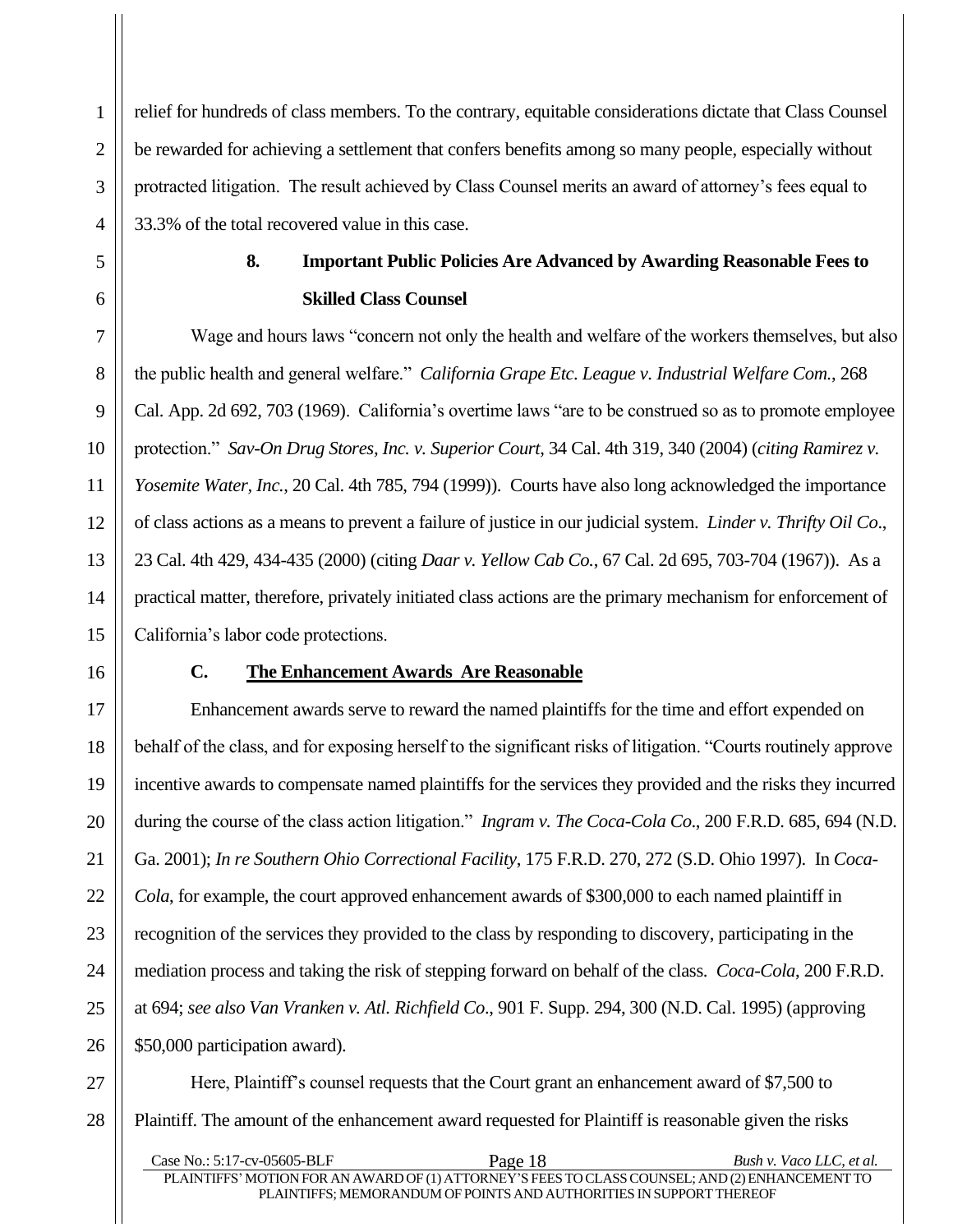relief for hundreds of class members. To the contrary, equitable considerations dictate that Class Counsel be rewarded for achieving a settlement that confers benefits among so many people, especially without protracted litigation. The result achieved by Class Counsel merits an award of attorney's fees equal to 33.3% of the total recovered value in this case.

**8. Important Public Policies Are Advanced by Awarding Reasonable Fees to Skilled Class Counsel**

Wage and hours laws "concern not only the health and welfare of the workers themselves, but also the public health and general welfare." *California Grape Etc. League v. Industrial Welfare Com.*, 268 Cal. App. 2d 692, 703 (1969). California's overtime laws "are to be construed so as to promote employee protection." *Sav-On Drug Stores, Inc. v. Superior Court*, 34 Cal. 4th 319, 340 (2004) (*citing Ramirez v. Yosemite Water, Inc.*, 20 Cal. 4th 785, 794 (1999)). Courts have also long acknowledged the importance of class actions as a means to prevent a failure of justice in our judicial system. *Linder v. Thrifty Oil Co*., 23 Cal. 4th 429, 434-435 (2000) (citing *Daar v. Yellow Cab Co.*, 67 Cal. 2d 695, 703-704 (1967)). As a practical matter, therefore, privately initiated class actions are the primary mechanism for enforcement of California's labor code protections.

**C. <u>The Enhancement Awards Are Reasonable</u>**

Enhancement awards serve to reward the named plaintiffs for the time and effort expended on behalf of the class, and for exposing herself to the significant risks of litigation. "Courts routinely approve incentive awards to compensate named plaintiffs for the services they provided and the risks they incurred during the course of the class action litigation." *Ingram v. The Coca-Cola Co*., 200 F.R.D. 685, 694 (N.D. Ga. 2001); *In re Southern Ohio Correctional Facility*, 175 F.R.D. 270, 272 (S.D. Ohio 1997). In *Coca-Cola*, for example, the court approved enhancement awards of $300,000 to each named plaintiff in recognition of the services they provided to the class by responding to discovery, participating in the mediation process and taking the risk of stepping forward on behalf of the class. *Coca-Cola*, 200 F.R.D. at 694; *see also Van Vranken v. Atl. Richfield Co*., 901 F. Supp. 294, 300 (N.D. Cal. 1995) (approving $50,000 participation award).

Here, Plaintiff's counsel requests that the Court grant an enhancement award of $7,500 to Plaintiff. The amount of the enhancement award requested for Plaintiff is reasonable given the risks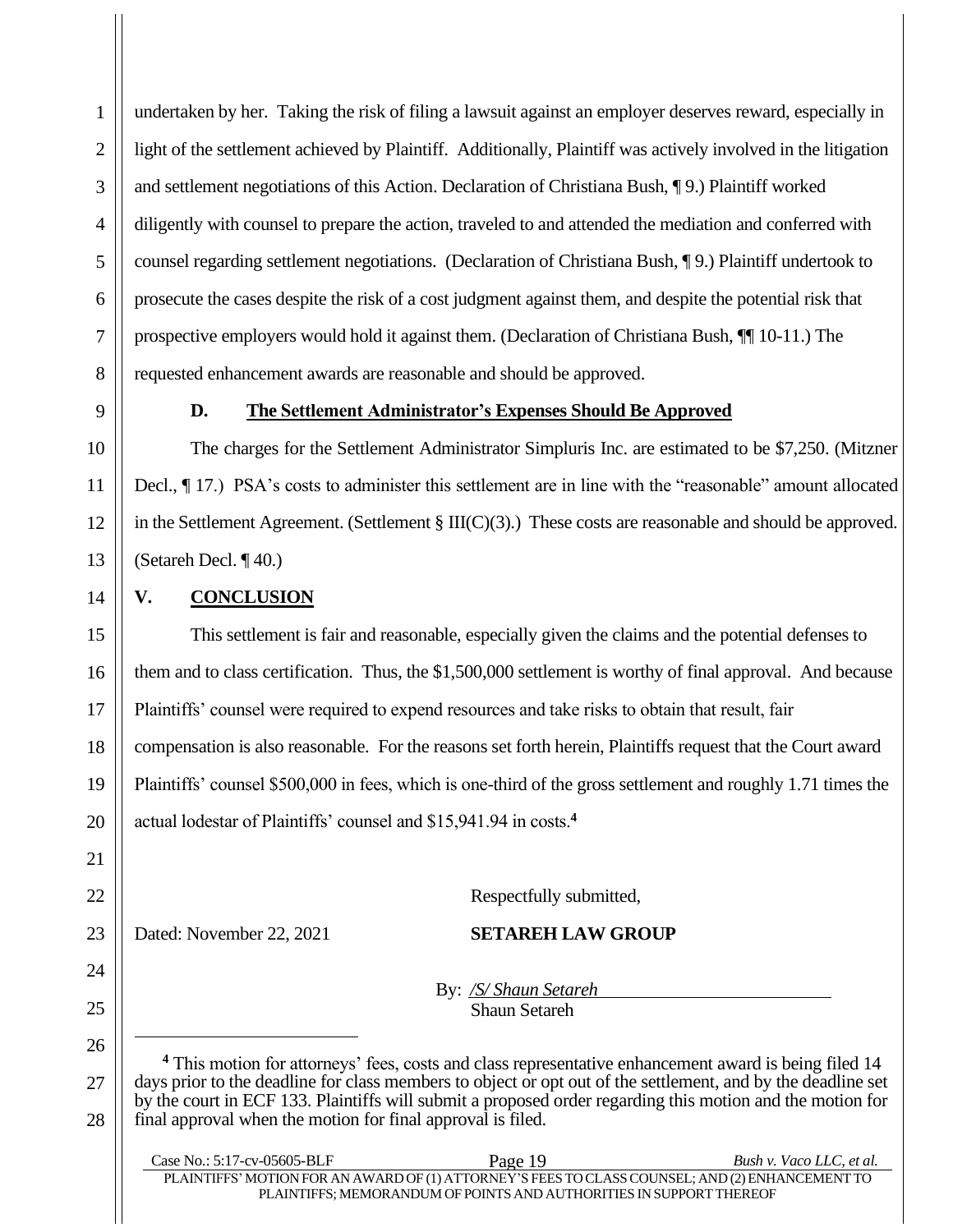undertaken by her. Taking the risk of filing a lawsuit against an employer deserves reward, especially in light of the settlement achieved by Plaintiff. Additionally, Plaintiff was actively involved in the litigation and settlement negotiations of this Action. Declaration of Christiana Bush, ¶ 9.) Plaintiff worked diligently with counsel to prepare the action, traveled to and attended the mediation and conferred with counsel regarding settlement negotiations. (Declaration of Christiana Bush, ¶ 9.) Plaintiff undertook to prosecute the cases despite the risk of a cost judgment against them, and despite the potential risk that prospective employers would hold it against them. (Declaration of Christiana Bush, ¶¶ 10-11.) The requested enhancement awards are reasonable and should be approved.

### D. The Settlement Administrator's Expenses Should Be Approved

The charges for the Settlement Administrator Simpluris Inc. are estimated to be $7,250. (Mitzner Decl., ¶ 17.) PSA's costs to administer this settlement are in line with the "reasonable" amount allocated in the Settlement Agreement. (Settlement § III(C)(3).) These costs are reasonable and should be approved. (Setareh Decl. ¶ 40.)

## V. CONCLUSION

This settlement is fair and reasonable, especially given the claims and the potential defenses to them and to class certification. Thus, the $1,500,000 settlement is worthy of final approval. And because Plaintiffs' counsel were required to expend resources and take risks to obtain that result, fair compensation is also reasonable. For the reasons set forth herein, Plaintiffs request that the Court award Plaintiffs' counsel $500,000 in fees, which is one-third of the gross settlement and roughly 1.71 times the actual lodestar of Plaintiffs' counsel and $15,941.94 in costs.[4]

Respectfully submitted,

Dated: November 22, 2021

**SETAREH LAW GROUP**

By: _/S/ Shaun Setareh_
Shaun Setareh

---

[4] This motion for attorneys' fees, costs and class representative enhancement award is being filed 14 days prior to the deadline for class members to object or opt out of the settlement, and by the deadline set by the court in ECF 133. Plaintiffs will submit a proposed order regarding this motion and the motion for final approval when the motion for final approval is filed.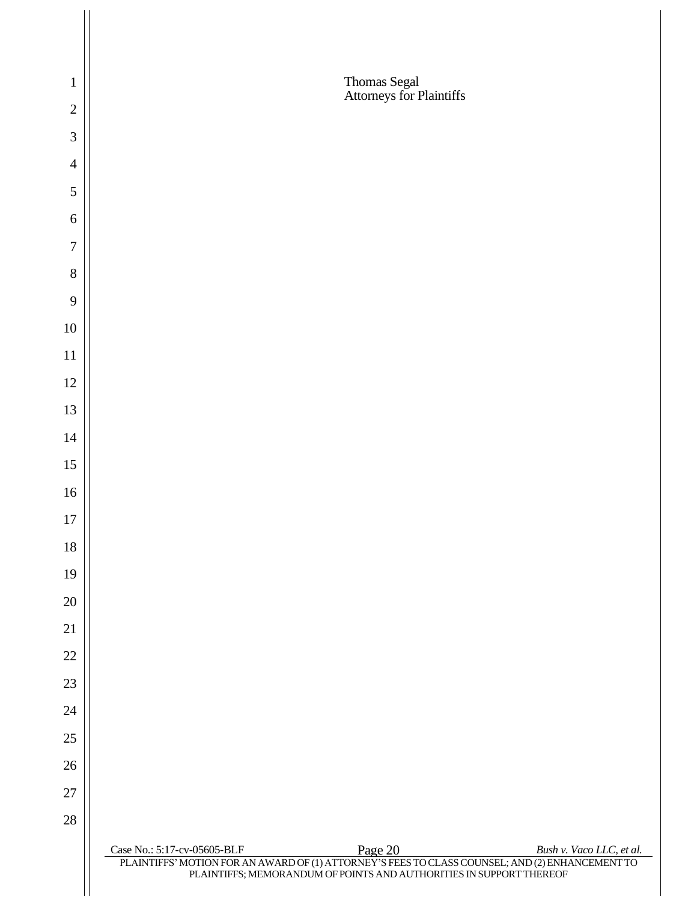Thomas Segal
Attorneys for Plaintiffs